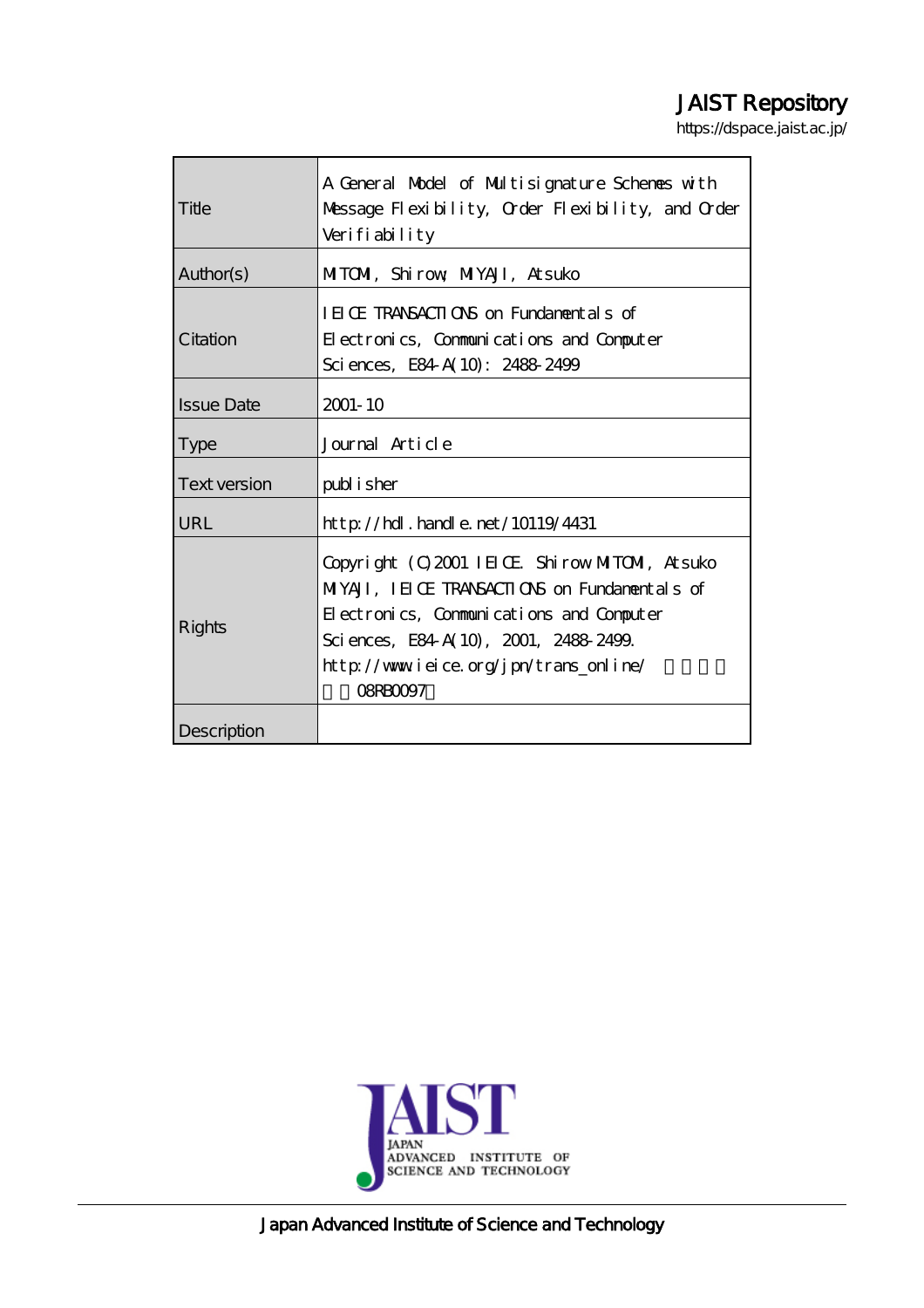JAIST Repository

https://dspace.jaist.ac.jp/

| | |
|---|---|
| Title | A General Model of Multisignature Schemes with Message Flexibility, Order Flexibility, and Order Verifiability |
| Author(s) | MITOMI, Shirow; MIYAJI, Atsuko |
| Citation | IEICE TRANSACTIONS on Fundamentals of Electronics, Communications and Computer Sciences, E84-A(10): 2488-2499 |
| Issue Date | 2001-10 |
| Type | Journal Article |
| Text version | publisher |
| URL | http://hdl.handle.net/10119/4431 |
| Rights | Copyright (C)2001 IEICE. Shirow MITOMI, Atsuko MIYAJI, IEICE TRANSACTIONS on Fundamentals of Electronics, Communications and Computer Sciences, E84-A(10), 2001, 2488-2499. http://www.ieice.org/jpn/trans_online/ （許諾番号：08RB0097） |
| Description | |

Japan Advanced Institute of Science and Technology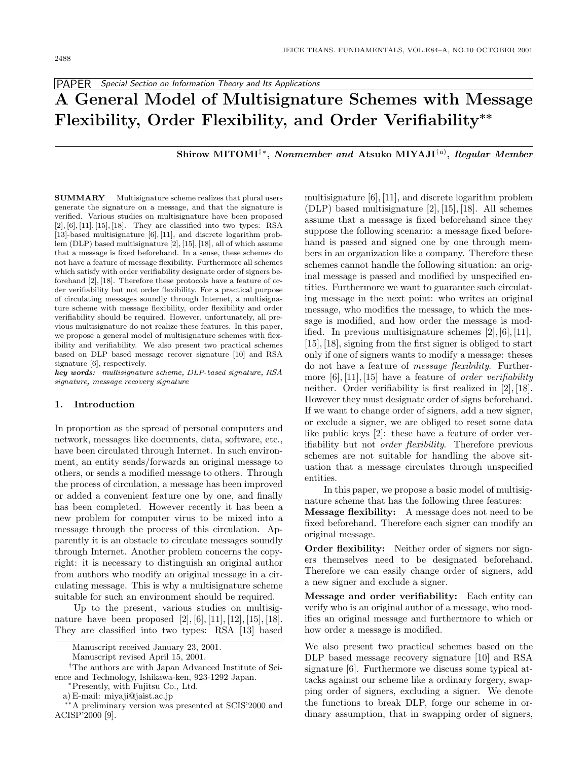# A General Model of Multisignature Schemes with Message Flexibility, Order Flexibility, and Order Verifiability**

**Shirow MITOMI**[†*], *Nonmember and* **Atsuko MIYAJI**[†a)], *Regular Member*

**SUMMARY** Multisignature scheme realizes that plural users generate the signature on a message, and that the signature is verified. Various studies on multisignature have been proposed [2], [6], [11], [15], [18]. They are classified into two types: RSA [13]-based multisignature [6], [11], and discrete logarithm problem (DLP) based multisignature [2], [15], [18], all of which assume that a message is fixed beforehand. In a sense, these schemes do not have a feature of message flexibility. Furthermore all schemes which satisfy with order verifiability designate order of signers beforehand [2], [18]. Therefore these protocols have a feature of order verifiability but not order flexibility. For a practical purpose of circulating messages soundly through Internet, a multisignature scheme with message flexibility, order flexibility and order verifiability should be required. However, unfortunately, all previous multisignature do not realize these features. In this paper, we propose a general model of multisignature schemes with flexibility and verifiability. We also present two practical schemes based on DLP based message recover signature [10] and RSA signature [6], respectively.

***key words:*** *multisignature scheme, DLP-based signature, RSA signature, message recovery signature*

## 1. Introduction

In proportion as the spread of personal computers and network, messages like documents, data, software, etc., have been circulated through Internet. In such environment, an entity sends/forwards an original message to others, or sends a modified message to others. Through the process of circulation, a message has been improved or added a convenient feature one by one, and finally has been completed. However recently it has been a new problem for computer virus to be mixed into a message through the process of this circulation. Apparently it is an obstacle to circulate messages soundly through Internet. Another problem concerns the copyright: it is necessary to distinguish an original author from authors who modify an original message in a circulating message. This is why a multisignature scheme suitable for such an environment should be required.

Up to the present, various studies on multisignature have been proposed [2], [6], [11], [12], [15], [18]. They are classified into two types: RSA [13] based multisignature [6], [11], and discrete logarithm problem (DLP) based multisignature [2], [15], [18]. All schemes assume that a message is fixed beforehand since they suppose the following scenario: a message fixed beforehand is passed and signed one by one through members in an organization like a company. Therefore these schemes cannot handle the following situation: an original message is passed and modified by unspecified entities. Furthermore we want to guarantee such circulating message in the next point: who writes an original message, who modifies the message, to which the message is modified, and how order the message is modified. In previous multisignature schemes [2], [6], [11], [15], [18], signing from the first signer is obliged to start only if one of signers wants to modify a message: theses do not have a feature of *message flexibility*. Furthermore [6], [11], [15] have a feature of *order verifiability* neither. Order verifiability is first realized in [2], [18]. However they must designate order of signs beforehand. If we want to change order of signers, add a new signer, or exclude a signer, we are obliged to reset some data like public keys [2]: these have a feature of order verifiability but not *order flexibility*. Therefore previous schemes are not suitable for handling the above situation that a message circulates through unspecified entities.

In this paper, we propose a basic model of multisignature scheme that has the following three features:

**Message flexibility:** A message does not need to be fixed beforehand. Therefore each signer can modify an original message.

**Order flexibility:** Neither order of signers nor signers themselves need to be designated beforehand. Therefore we can easily change order of signers, add a new signer and exclude a signer.

**Message and order verifiability:** Each entity can verify who is an original author of a message, who modifies an original message and furthermore to which or how order a message is modified.

We also present two practical schemes based on the DLP based message recovery signature [10] and RSA signature [6]. Furthermore we discuss some typical attacks against our scheme like a ordinary forgery, swapping order of signers, excluding a signer. We denote the functions to break DLP, forge our scheme in ordinary assumption, that in swapping order of signers,

---

Manuscript received January 23, 2001.

Manuscript revised April 15, 2001.

[†]The authors are with Japan Advanced Institute of Science and Technology, Ishikawa-ken, 923-1292 Japan.

[*]Presently, with Fujitsu Co., Ltd.

a) E-mail: miyaji@jaist.ac.jp

[**]A preliminary version was presented at SCIS'2000 and ACISP'2000 [9].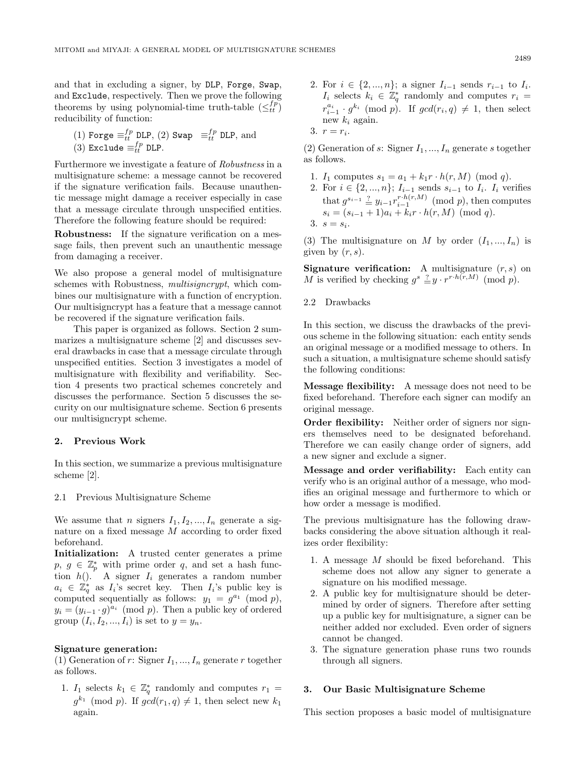and that in excluding a signer, by DLP, Forge, Swap, and Exclude, respectively. Then we prove the following theorems by using polynomial-time truth-table ($\leq_{tt}^{fp}$) reducibility of function:

(1) Forge $\equiv_{tt}^{fp}$ DLP, (2) Swap $\equiv_{tt}^{fp}$ DLP, and
(3) Exclude $\equiv_{tt}^{fp}$ DLP.

Furthermore we investigate a feature of *Robustness* in a multisignature scheme: a message cannot be recovered if the signature verification fails. Because unauthentic message might damage a receiver especially in case that a message circulate through unspecified entities. Therefore the following feature should be required:

**Robustness:** If the signature verification on a message fails, then prevent such an unauthentic message from damaging a receiver.

We also propose a general model of multisignature schemes with Robustness, *multisigncrypt*, which combines our multisignature with a function of encryption. Our multisigncrypt has a feature that a message cannot be recovered if the signature verification fails.

This paper is organized as follows. Section 2 summarizes a multisignature scheme [2] and discusses several drawbacks in case that a message circulate through unspecified entities. Section 3 investigates a model of multisignature with flexibility and verifiability. Section 4 presents two practical schemes concretely and discusses the performance. Section 5 discusses the security on our multisignature scheme. Section 6 presents our multisigncrypt scheme.

## 2. Previous Work

In this section, we summarize a previous multisignature scheme [2].

### 2.1 Previous Multisignature Scheme

We assume that $n$ signers $I_1, I_2, ..., I_n$ generate a signature on a fixed message $M$ according to order fixed beforehand.

**Initialization:** A trusted center generates a prime $p$, $g \in \mathbb{Z}_p^*$ with prime order $q$, and set a hash function $h()$. A signer $I_i$ generates a random number $a_i \in \mathbb{Z}_q^*$ as $I_i$'s secret key. Then $I_i$'s public key is computed sequentially as follows: $y_1 = g^{a_1} \pmod p$, $y_i = (y_{i-1} \cdot g)^{a_i} \pmod p$. Then a public key of ordered group $(I_i, I_2, ..., I_i)$ is set to $y = y_n$.

**Signature generation:**
(1) Generation of $r$: Signer $I_1, ..., I_n$ generate $r$ together as follows.

1. $I_1$ selects $k_1 \in \mathbb{Z}_q^*$ randomly and computes $r_1 = g^{k_1} \pmod p$. If $gcd(r_1, q) \neq 1$, then select new $k_1$ again.
2. For $i \in \{2, ..., n\}$; a signer $I_{i-1}$ sends $r_{i-1}$ to $I_i$. $I_i$ selects $k_i \in \mathbb{Z}_q^*$ randomly and computes $r_i = r_{i-1}^{a_i} \cdot g^{k_i} \pmod p$. If $gcd(r_i, q) \neq 1$, then select new $k_i$ again.
3. $r = r_i$.

(2) Generation of $s$: Signer $I_1, ..., I_n$ generate $s$ together as follows.

1. $I_1$ computes $s_1 = a_1 + k_1 r \cdot h(r, M) \pmod q$.
2. For $i \in \{2, ..., n\}$; $I_{i-1}$ sends $s_{i-1}$ to $I_i$. $I_i$ verifies that $g^{s_{i-1}} \stackrel{?}{=} y_{i-1} r_{i-1}^{r \cdot h(r,M)} \pmod p$, then computes $s_i = (s_{i-1} + 1)a_i + k_i r \cdot h(r, M) \pmod q$.
3. $s = s_i$.

(3) The multisignature on $M$ by order $(I_1, ..., I_n)$ is given by $(r, s)$.

**Signature verification:** A multisignature $(r, s)$ on $M$ is verified by checking $g^s \stackrel{?}{=} y \cdot r^{r \cdot h(r,M)} \pmod p$.

### 2.2 Drawbacks

In this section, we discuss the drawbacks of the previous scheme in the following situation: each entity sends an original message or a modified message to others. In such a situation, a multisignature scheme should satisfy the following conditions:

**Message flexibility:** A message does not need to be fixed beforehand. Therefore each signer can modify an original message.

**Order flexibility:** Neither order of signers nor signers themselves need to be designated beforehand. Therefore we can easily change order of signers, add a new signer and exclude a signer.

**Message and order verifiability:** Each entity can verify who is an original author of a message, who modifies an original message and furthermore to which or how order a message is modified.

The previous multisignature has the following drawbacks considering the above situation although it realizes order flexibility:

1. A message $M$ should be fixed beforehand. This scheme does not allow any signer to generate a signature on his modified message.
2. A public key for multisignature should be determined by order of signers. Therefore after setting up a public key for multisignature, a signer can be neither added nor excluded. Even order of signers cannot be changed.
3. The signature generation phase runs two rounds through all signers.

## 3. Our Basic Multisignature Scheme

This section proposes a basic model of multisignature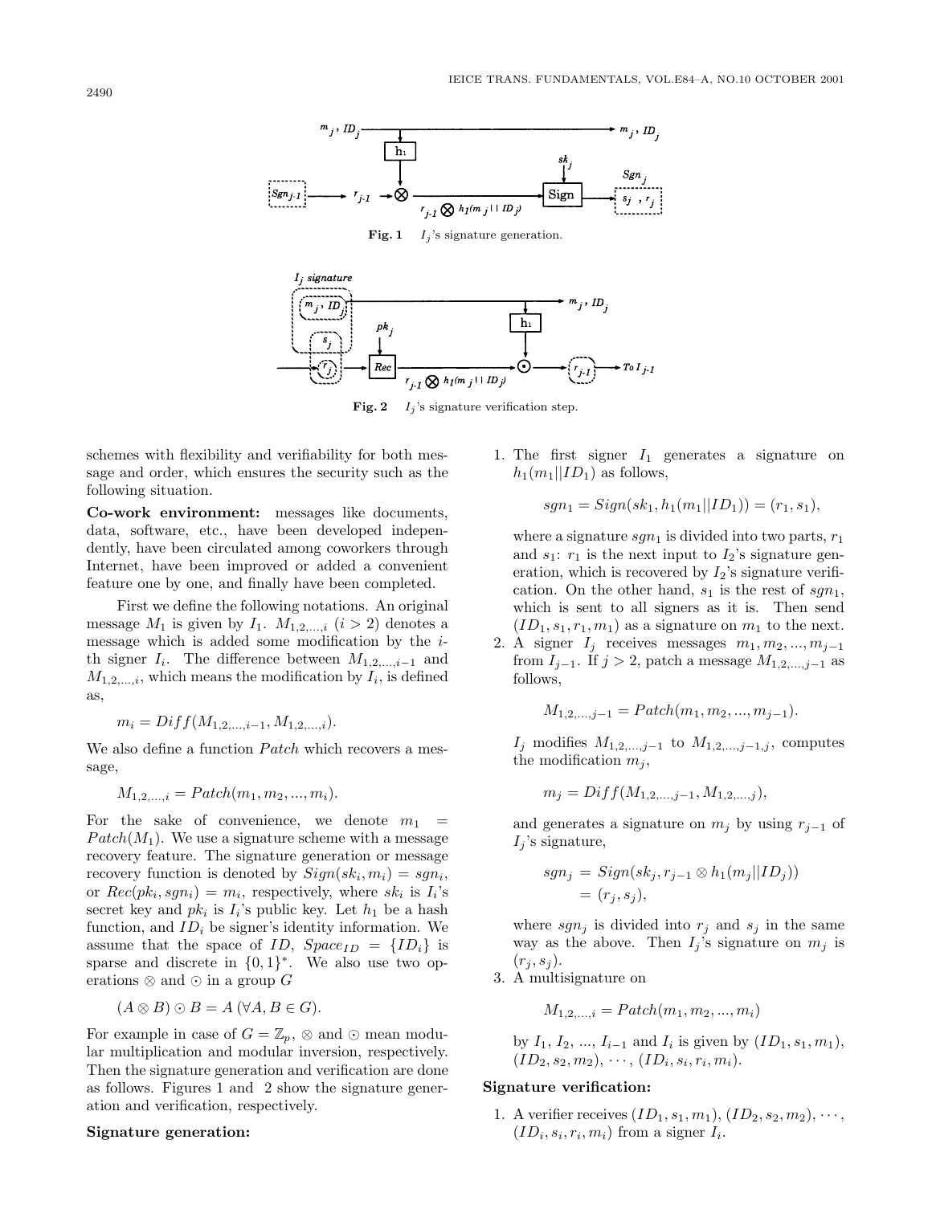Fig. 1 $I_j$'s signature generation.

Fig. 2 $I_j$'s signature verification step.

schemes with flexibility and verifiability for both message and order, which ensures the security such as the following situation.

**Co-work environment:** messages like documents, data, software, etc., have been developed independently, have been circulated among coworkers through Internet, have been improved or added a convenient feature one by one, and finally have been completed.

First we define the following notations. An original message $M_1$ is given by $I_1$. $M_{1,2,...,i}$ $(i > 2)$ denotes a message which is added some modification by the $i$-th signer $I_i$. The difference between $M_{1,2,...,i-1}$ and $M_{1,2,...,i}$, which means the modification by $I_i$, is defined as,

$$m_i = Diff(M_{1,2,...,i-1}, M_{1,2,...,i}).$$

We also define a function $Patch$ which recovers a message,

$$M_{1,2,...,i} = Patch(m_1, m_2, ..., m_i).$$

For the sake of convenience, we denote $m_1 = Patch(M_1)$. We use a signature scheme with a message recovery feature. The signature generation or message recovery function is denoted by $Sign(sk_i, m_i) = sgn_i$, or $Rec(pk_i, sgn_i) = m_i$, respectively, where $sk_i$ is $I_i$'s secret key and $pk_i$ is $I_i$'s public key. Let $h_1$ be a hash function, and $ID_i$ be signer's identity information. We assume that the space of $ID$, $Space_{ID} = \{ID_i\}$ is sparse and discrete in $\{0,1\}^*$. We also use two operations $\otimes$ and $\odot$ in a group $G$

$$(A \otimes B) \odot B = A \; (\forall A, B \in G).$$

For example in case of $G = \mathbb{Z}_p$, $\otimes$ and $\odot$ mean modular multiplication and modular inversion, respectively. Then the signature generation and verification are done as follows. Figures 1 and 2 show the signature generation and verification, respectively.

**Signature generation:**

1. The first signer $I_1$ generates a signature on $h_1(m_1||ID_1)$ as follows,

   $$sgn_1 = Sign(sk_1, h_1(m_1||ID_1)) = (r_1, s_1),$$

   where a signature $sgn_1$ is divided into two parts, $r_1$ and $s_1$: $r_1$ is the next input to $I_2$'s signature generation, which is recovered by $I_2$'s signature verification. On the other hand, $s_1$ is the rest of $sgn_1$, which is sent to all signers as it is. Then send $(ID_1, s_1, r_1, m_1)$ as a signature on $m_1$ to the next.
2. A signer $I_j$ receives messages $m_1, m_2, ..., m_{j-1}$ from $I_{j-1}$. If $j > 2$, patch a message $M_{1,2,...,j-1}$ as follows,

   $$M_{1,2,...,j-1} = Patch(m_1, m_2, ..., m_{j-1}).$$

   $I_j$ modifies $M_{1,2,...,j-1}$ to $M_{1,2,...,j-1,j}$, computes the modification $m_j$,

   $$m_j = Diff(M_{1,2,...,j-1}, M_{1,2,...,j}),$$

   and generates a signature on $m_j$ by using $r_{j-1}$ of $I_j$'s signature,

   $$\begin{aligned} sgn_j &= Sign(sk_j, r_{j-1} \otimes h_1(m_j||ID_j)) \\ &= (r_j, s_j), \end{aligned}$$

   where $sgn_j$ is divided into $r_j$ and $s_j$ in the same way as the above. Then $I_j$'s signature on $m_j$ is $(r_j, s_j)$.
3. A multisignature on

   $$M_{1,2,...,i} = Patch(m_1, m_2, ..., m_i)$$

   by $I_1$, $I_2$, ..., $I_{i-1}$ and $I_i$ is given by $(ID_1, s_1, m_1)$, $(ID_2, s_2, m_2)$, $\cdots$, $(ID_i, s_i, r_i, m_i)$.

**Signature verification:**

1. A verifier receives $(ID_1, s_1, m_1)$, $(ID_2, s_2, m_2)$, $\cdots$, $(ID_i, s_i, r_i, m_i)$ from a signer $I_i$.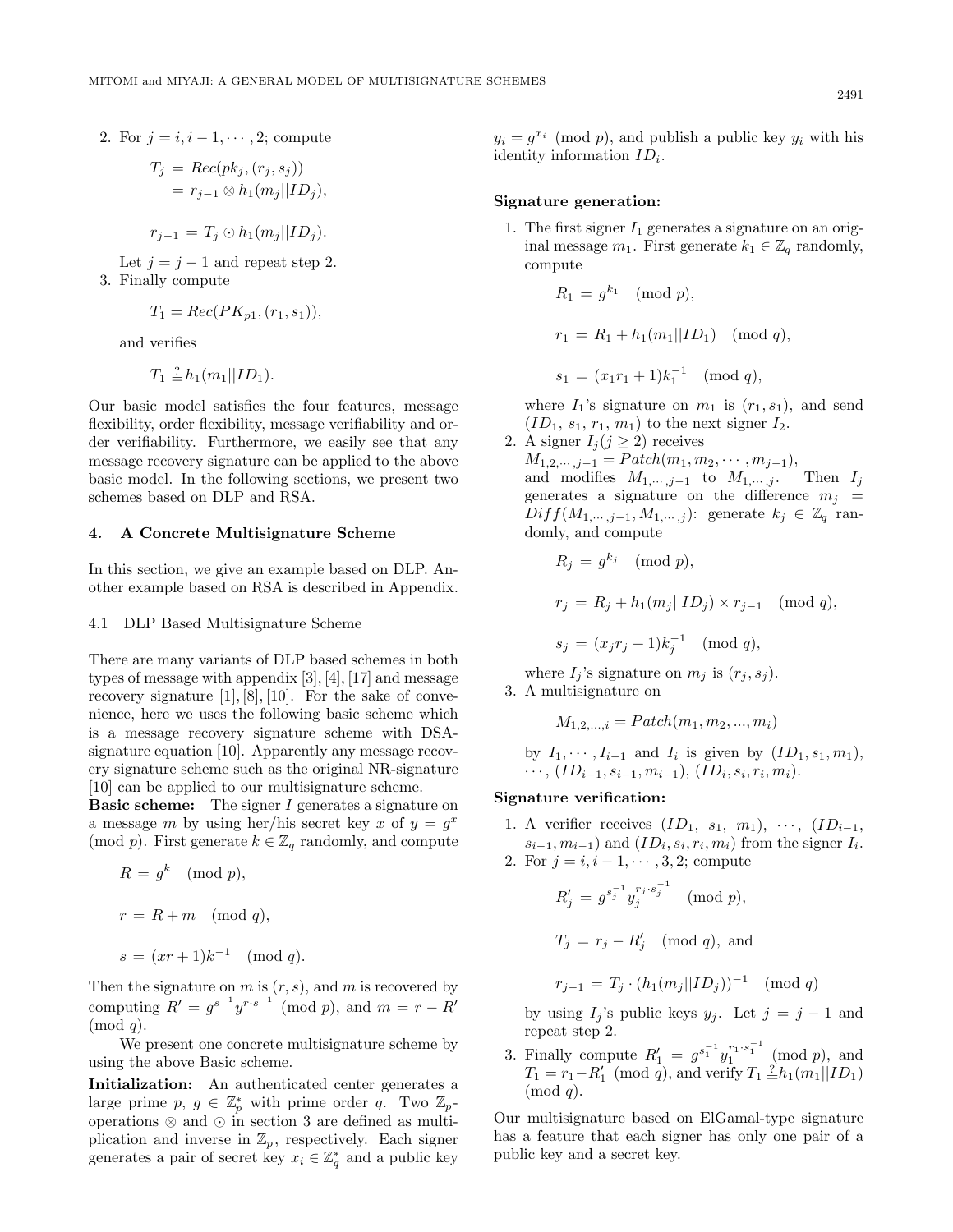2. For $j = i, i-1, \cdots, 2$; compute

$$T_j = Rec(pk_j, (r_j, s_j)) = r_{j-1} \otimes h_1(m_j||ID_j),$$

$$r_{j-1} = T_j \odot h_1(m_j||ID_j).$$

Let $j = j-1$ and repeat step 2.

3. Finally compute

$$T_1 = Rec(PK_{p1}, (r_1, s_1)),$$

and verifies

$$T_1 \stackrel{?}{=} h_1(m_1||ID_1).$$

Our basic model satisfies the four features, message flexibility, order flexibility, message verifiability and order verifiability. Furthermore, we easily see that any message recovery signature can be applied to the above basic model. In the following sections, we present two schemes based on DLP and RSA.

## 4. A Concrete Multisignature Scheme

In this section, we give an example based on DLP. Another example based on RSA is described in Appendix.

### 4.1 DLP Based Multisignature Scheme

There are many variants of DLP based schemes in both types of message with appendix [3], [4], [17] and message recovery signature [1], [8], [10]. For the sake of convenience, here we uses the following basic scheme which is a message recovery signature scheme with DSA-signature equation [10]. Apparently any message recovery signature scheme such as the original NR-signature [10] can be applied to our multisignature scheme.

**Basic scheme:** The signer $I$ generates a signature on a message $m$ by using her/his secret key $x$ of $y = g^x$ (mod $p$). First generate $k \in \mathbb{Z}_q$ randomly, and compute

$$R = g^k \pmod{p},$$

$$r = R + m \pmod{q},$$

$$s = (xr + 1)k^{-1} \pmod{q}.$$

Then the signature on $m$ is $(r, s)$, and $m$ is recovered by computing $R' = g^{s^{-1}} y^{r \cdot s^{-1}}$ (mod $p$), and $m = r - R'$ (mod $q$).

We present one concrete multisignature scheme by using the above Basic scheme.

**Initialization:** An authenticated center generates a large prime $p$, $g \in \mathbb{Z}_p^*$ with prime order $q$. Two $\mathbb{Z}_p$-operations $\otimes$ and $\odot$ in section 3 are defined as multiplication and inverse in $\mathbb{Z}_p$, respectively. Each signer generates a pair of secret key $x_i \in \mathbb{Z}_q^*$ and a public key $y_i = g^{x_i}$ (mod $p$), and publish a public key $y_i$ with his identity information $ID_i$.

**Signature generation:**

1. The first signer $I_1$ generates a signature on an original message $m_1$. First generate $k_1 \in \mathbb{Z}_q$ randomly, compute

$$R_1 = g^{k_1} \pmod{p},$$

$$r_1 = R_1 + h_1(m_1||ID_1) \pmod{q},$$

$$s_1 = (x_1 r_1 + 1)k_1^{-1} \pmod{q},$$

where $I_1$'s signature on $m_1$ is $(r_1, s_1)$, and send $(ID_1, s_1, r_1, m_1)$ to the next signer $I_2$.

2. A signer $I_j (j \geq 2)$ receives $M_{1,2,\cdots,j-1} = Patch(m_1, m_2, \cdots, m_{j-1})$, and modifies $M_{1,\cdots,j-1}$ to $M_{1,\cdots,j}$. Then $I_j$ generates a signature on the difference $m_j = Diff(M_{1,\cdots,j-1}, M_{1,\cdots,j})$: generate $k_j \in \mathbb{Z}_q$ randomly, and compute

$$R_j = g^{k_j} \pmod{p},$$

$$r_j = R_j + h_1(m_j||ID_j) \times r_{j-1} \pmod{q},$$

$$s_j = (x_j r_j + 1)k_j^{-1} \pmod{q},$$

where $I_j$'s signature on $m_j$ is $(r_j, s_j)$.

3. A multisignature on

$$M_{1,2,\ldots,i} = Patch(m_1, m_2, \ldots, m_i)$$

by $I_1, \cdots, I_{i-1}$ and $I_i$ is given by $(ID_1, s_1, m_1)$, $\cdots$, $(ID_{i-1}, s_{i-1}, m_{i-1})$, $(ID_i, s_i, r_i, m_i)$.

**Signature verification:**

1. A verifier receives $(ID_1, s_1, m_1)$, $\cdots$, $(ID_{i-1}, s_{i-1}, m_{i-1})$ and $(ID_i, s_i, r_i, m_i)$ from the signer $I_i$.

2. For $j = i, i-1, \cdots, 3, 2$; compute

$$R'_j = g^{s_j^{-1}} y_j^{r_j \cdot s_j^{-1}} \pmod{p},$$

$$T_j = r_j - R'_j \pmod{q}, \text{ and}$$

$$r_{j-1} = T_j \cdot (h_1(m_j||ID_j))^{-1} \pmod{q}$$

by using $I_j$'s public keys $y_j$. Let $j = j-1$ and repeat step 2.

3. Finally compute $R'_1 = g^{s_1^{-1}} y_1^{r_1 \cdot s_1^{-1}}$ (mod $p$), and $T_1 = r_1 - R'_1$ (mod $q$), and verify $T_1 \stackrel{?}{=} h_1(m_1||ID_1)$ (mod $q$).

Our multisignature based on ElGamal-type signature has a feature that each signer has only one pair of a public key and a secret key.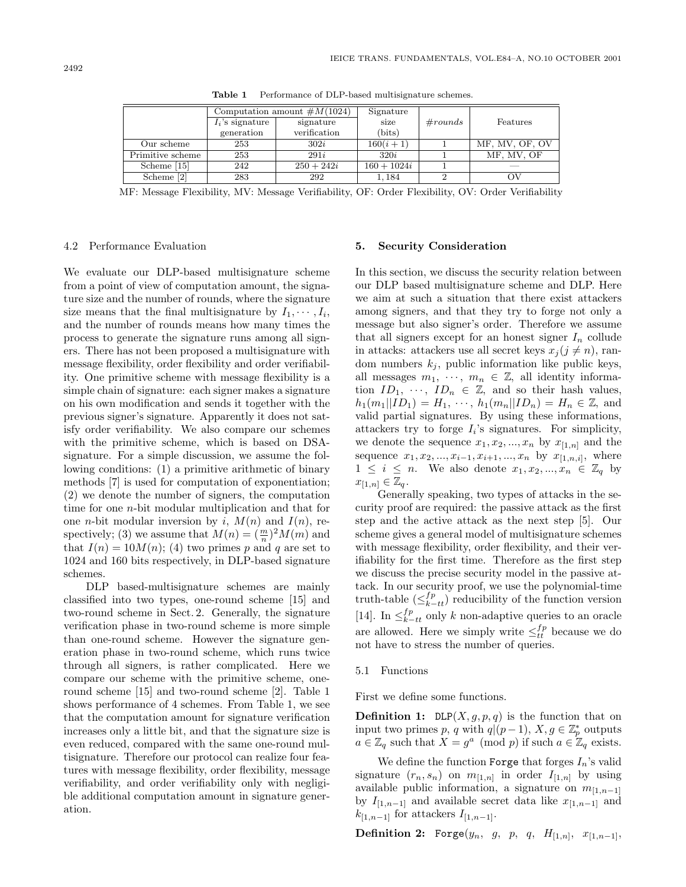**Table 1** Performance of DLP-based multisignature schemes.

| | Computation amount $\#M(1024)$ | | Signature size (bits) | $\#rounds$ | Features |
|---|---|---|---|---|---|
| | $I_i$'s signature generation | signature verification | | | |
| Our scheme | 253 | $302i$ | $160(i+1)$ | 1 | MF, MV, OF, OV |
| Primitive scheme | 253 | $291i$ | $320i$ | 1 | MF, MV, OF |
| Scheme [15] | 242 | $250+242i$ | $160+1024i$ | 1 | — |
| Scheme [2] | 283 | 292 | 1,184 | 2 | OV |

MF: Message Flexibility, MV: Message Verifiability, OF: Order Flexibility, OV: Order Verifiability

### 4.2 Performance Evaluation

We evaluate our DLP-based multisignature scheme from a point of view of computation amount, the signature size and the number of rounds, where the signature size means that the final multisignature by $I_1, \cdots, I_i$, and the number of rounds means how many times the process to generate the signature runs among all signers. There has not been proposed a multisignature with message flexibility, order flexibility and order verifiability. One primitive scheme with message flexibility is a simple chain of signature: each signer makes a signature on his own modification and sends it together with the previous signer's signature. Apparently it does not satisfy order verifiability. We also compare our schemes with the primitive scheme, which is based on DSA-signature. For a simple discussion, we assume the following conditions: (1) a primitive arithmetic of binary methods [7] is used for computation of exponentiation; (2) we denote the number of signers, the computation time for one $n$-bit modular multiplication and that for one $n$-bit modular inversion by $i$, $M(n)$ and $I(n)$, respectively; (3) we assume that $M(n) = (\frac{m}{n})^2 M(m)$ and that $I(n) = 10M(n)$; (4) two primes $p$ and $q$ are set to 1024 and 160 bits respectively, in DLP-based signature schemes.

DLP based-multisignature schemes are mainly classified into two types, one-round scheme [15] and two-round scheme in Sect. 2. Generally, the signature verification phase in two-round scheme is more simple than one-round scheme. However the signature generation phase in two-round scheme, which runs twice through all signers, is rather complicated. Here we compare our scheme with the primitive scheme, one-round scheme [15] and two-round scheme [2]. Table 1 shows performance of 4 schemes. From Table 1, we see that the computation amount for signature verification increases only a little bit, and that the signature size is even reduced, compared with the same one-round multisignature. Therefore our protocol can realize four features with message flexibility, order flexibility, message verifiability, and order verifiability only with negligible additional computation amount in signature generation.

## 5. Security Consideration

In this section, we discuss the security relation between our DLP based multisignature scheme and DLP. Here we aim at such a situation that there exist attackers among signers, and that they try to forge not only a message but also signer's order. Therefore we assume that all signers except for an honest signer $I_n$ collude in attacks: attackers use all secret keys $x_j (j \neq n)$, random numbers $k_j$, public information like public keys, all messages $m_1, \cdots, m_n \in \mathbb{Z}$, all identity information $ID_1, \cdots, ID_n \in \mathbb{Z}$, and so their hash values, $h_1(m_1||ID_1) = H_1, \cdots, h_1(m_n||ID_n) = H_n \in \mathbb{Z}$, and valid partial signatures. By using these informations, attackers try to forge $I_i$'s signatures. For simplicity, we denote the sequence $x_1, x_2, ..., x_n$ by $x_{[1,n]}$ and the sequence $x_1, x_2, ..., x_{i-1}, x_{i+1}, ..., x_n$ by $x_{[1,n,i]}$, where $1 \leq i \leq n$. We also denote $x_1, x_2, ..., x_n \in \mathbb{Z}_q$ by $x_{[1,n]} \in \mathbb{Z}_q$.

Generally speaking, two types of attacks in the security proof are required: the passive attack as the first step and the active attack as the next step [5]. Our scheme gives a general model of multisignature schemes with message flexibility, order flexibility, and their verifiability for the first time. Therefore as the first step we discuss the precise security model in the passive attack. In our security proof, we use the polynomial-time truth-table ($\leq^{fp}_{k-tt}$) reducibility of the function version [14]. In $\leq^{fp}_{k-tt}$ only $k$ non-adaptive queries to an oracle are allowed. Here we simply write $\leq^{fp}_{tt}$ because we do not have to stress the number of queries.

### 5.1 Functions

First we define some functions.

**Definition 1:** $\mathtt{DLP}(X, g, p, q)$ is the function that on input two primes $p$, $q$ with $q|(p-1)$, $X, g \in \mathbb{Z}_p^*$ outputs $a \in \mathbb{Z}_q$ such that $X = g^a \pmod p$ if such $a \in \mathbb{Z}_q$ exists.

We define the function $\mathtt{Forge}$ that forges $I_n$'s valid signature $(r_n, s_n)$ on $m_{[1,n]}$ in order $I_{[1,n]}$ by using available public information, a signature on $m_{[1,n-1]}$ by $I_{[1,n-1]}$ and available secret data like $x_{[1,n-1]}$ and $k_{[1,n-1]}$ for attackers $I_{[1,n-1]}$.

**Definition 2:** $\mathtt{Forge}(y_n,\ g,\ p,\ q,\ H_{[1,n]},\ x_{[1,n-1]},$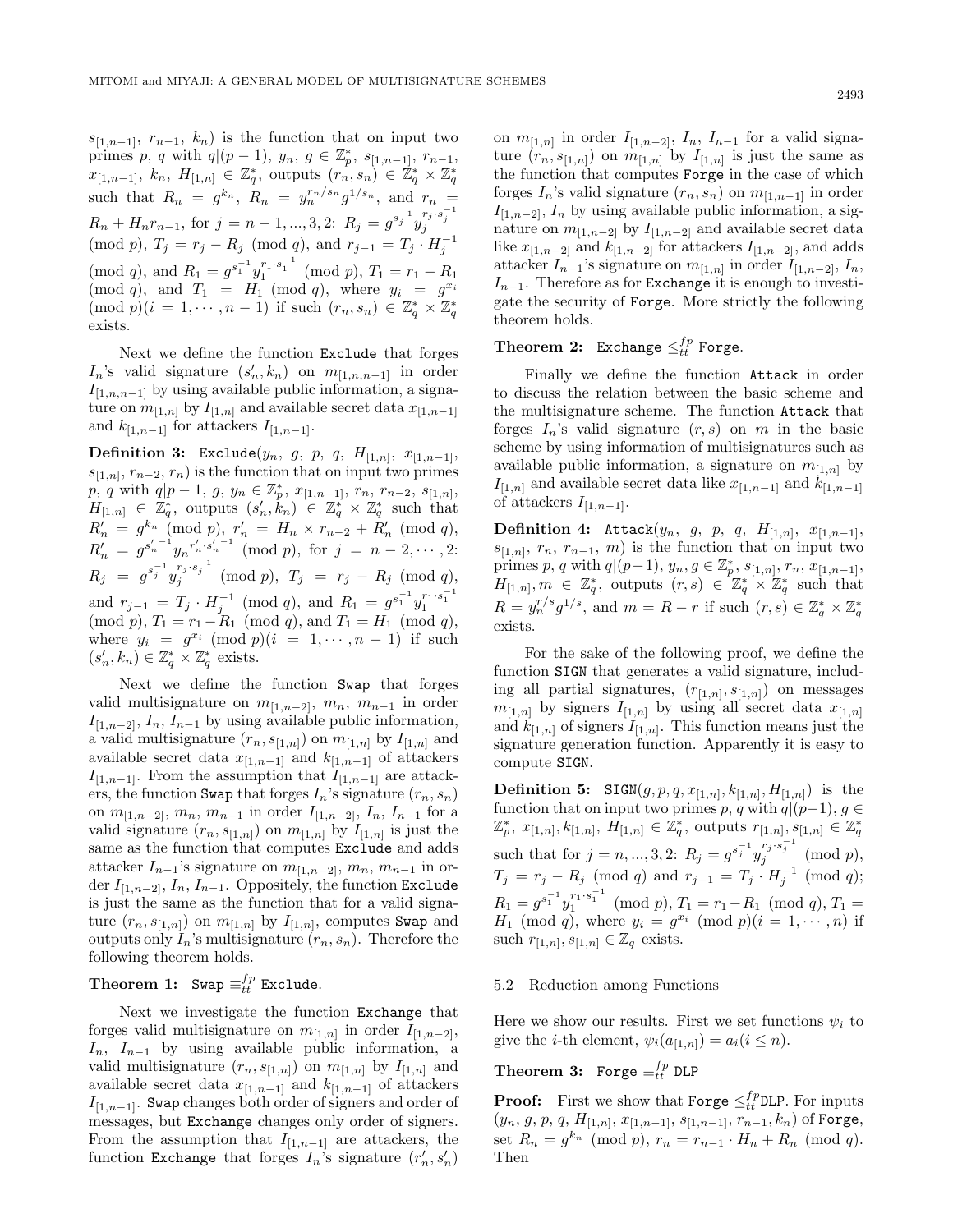$s_{[1,n-1]}$, $r_{n-1}$, $k_n$) is the function that on input two primes $p$, $q$ with $q|(p-1)$, $y_n$, $g \in \mathbb{Z}_p^*$, $s_{[1,n-1]}$, $r_{n-1}$, $x_{[1,n-1]}$, $k_n$, $H_{[1,n]} \in \mathbb{Z}_q^*$, outputs $(r_n, s_n) \in \mathbb{Z}_q^* \times \mathbb{Z}_q^*$ such that $R_n = g^{k_n}$, $R_n = y_n^{r_n/s_n} g^{1/s_n}$, and $r_n = R_n + H_n r_{n-1}$, for $j = n-1, ..., 3, 2$: $R_j = g^{s_j^{-1}} y_j^{r_j \cdot s_j^{-1}} \pmod p$, $T_j = r_j - R_j \pmod q$, and $r_{j-1} = T_j \cdot H_j^{-1} \pmod q$, and $R_1 = g^{s_1^{-1}} y_1^{r_1 \cdot s_1^{-1}} \pmod p$, $T_1 = r_1 - R_1 \pmod q$, and $T_1 = H_1 \pmod q$, where $y_i = g^{x_i} \pmod p (i = 1, \cdots, n-1)$ if such $(r_n, s_n) \in \mathbb{Z}_q^* \times \mathbb{Z}_q^*$ exists.

Next we define the function Exclude that forges $I_n$'s valid signature $(s'_n, k_n)$ on $m_{[1,n,n-1]}$ in order $I_{[1,n,n-1]}$ by using available public information, a signature on $m_{[1,n]}$ by $I_{[1,n]}$ and available secret data $x_{[1,n-1]}$ and $k_{[1,n-1]}$ for attackers $I_{[1,n-1]}$.

**Definition 3:** Exclude($y_n$, $g$, $p$, $q$, $H_{[1,n]}$, $x_{[1,n-1]}$, $s_{[1,n]}$, $r_{n-2}$, $r_n$) is the function that on input two primes $p$, $q$ with $q|p-1$, $g$, $y_n \in \mathbb{Z}_p^*$, $x_{[1,n-1]}$, $r_n$, $r_{n-2}$, $s_{[1,n]}$, $H_{[1,n]} \in \mathbb{Z}_q^*$, outputs $(s'_n, k_n) \in \mathbb{Z}_q^* \times \mathbb{Z}_q^*$ such that $R'_n = g^{k_n} \pmod p$, $r'_n = H_n \times r_{n-2} + R'_n \pmod q$, $R'_n = g^{s_n'^{-1}} y_n^{r'_n \cdot s_n'^{-1}} \pmod p$, for $j = n-2, \cdots, 2$: $R_j = g^{s_j^{-1}} y_j^{r_j \cdot s_j^{-1}} \pmod p$, $T_j = r_j - R_j \pmod q$, and $r_{j-1} = T_j \cdot H_j^{-1} \pmod q$, and $R_1 = g^{s_1^{-1}} y_1^{r_1 \cdot s_1^{-1}} \pmod p$, $T_1 = r_1 - R_1 \pmod q$, and $T_1 = H_1 \pmod q$, where $y_i = g^{x_i} \pmod p (i = 1, \cdots, n-1)$ if such $(s'_n, k_n) \in \mathbb{Z}_q^* \times \mathbb{Z}_q^*$ exists.

Next we define the function Swap that forges valid multisignature on $m_{[1,n-2]}$, $m_n$, $m_{n-1}$ in order $I_{[1,n-2]}$, $I_n$, $I_{n-1}$ by using available public information, a valid multisignature $(r_n, s_{[1,n]})$ on $m_{[1,n]}$ by $I_{[1,n]}$ and available secret data $x_{[1,n-1]}$ and $k_{[1,n-1]}$ of attackers $I_{[1,n-1]}$. From the assumption that $I_{[1,n-1]}$ are attackers, the function Swap that forges $I_n$'s signature $(r_n, s_n)$ on $m_{[1,n-2]}$, $m_n$, $m_{n-1}$ in order $I_{[1,n-2]}$, $I_n$, $I_{n-1}$ for a valid signature $(r_n, s_{[1,n]})$ on $m_{[1,n]}$ by $I_{[1,n]}$ is just the same as the function that computes Exclude and adds attacker $I_{n-1}$'s signature on $m_{[1,n-2]}$, $m_n$, $m_{n-1}$ in order $I_{[1,n-2]}$, $I_n$, $I_{n-1}$. Oppositely, the function Exclude is just the same as the function that for a valid signature $(r_n, s_{[1,n]})$ on $m_{[1,n]}$ by $I_{[1,n]}$, computes Swap and outputs only $I_n$'s multisignature $(r_n, s_n)$. Therefore the following theorem holds.

**Theorem 1:** Swap $\equiv_{tt}^{fp}$ Exclude.

Next we investigate the function Exchange that forges valid multisignature on $m_{[1,n]}$ in order $I_{[1,n-2]}$, $I_n$, $I_{n-1}$ by using available public information, a valid multisignature $(r_n, s_{[1,n]})$ on $m_{[1,n]}$ by $I_{[1,n]}$ and available secret data $x_{[1,n-1]}$ and $k_{[1,n-1]}$ of attackers $I_{[1,n-1]}$. Swap changes both order of signers and order of messages, but Exchange changes only order of signers. From the assumption that $I_{[1,n-1]}$ are attackers, the function Exchange that forges $I_n$'s signature $(r'_n, s'_n)$ on $m_{[1,n]}$ in order $I_{[1,n-2]}$, $I_n$, $I_{n-1}$ for a valid signature $(r_n, s_{[1,n]})$ on $m_{[1,n]}$ by $I_{[1,n]}$ is just the same as the function that computes Forge in the case of which forges $I_n$'s valid signature $(r_n, s_n)$ on $m_{[1,n-1]}$ in order $I_{[1,n-2]}$, $I_n$ by using available public information, a signature on $m_{[1,n-2]}$ by $I_{[1,n-2]}$ and available secret data like $x_{[1,n-2]}$ and $k_{[1,n-2]}$ for attackers $I_{[1,n-2]}$, and adds attacker $I_{n-1}$'s signature on $m_{[1,n]}$ in order $I_{[1,n-2]}$, $I_n$, $I_{n-1}$. Therefore as for Exchange it is enough to investigate the security of Forge. More strictly the following theorem holds.

**Theorem 2:** Exchange $\leq_{tt}^{fp}$ Forge.

Finally we define the function Attack in order to discuss the relation between the basic scheme and the multisignature scheme. The function Attack that forges $I_n$'s valid signature $(r, s)$ on $m$ in the basic scheme by using information of multisignatures such as available public information, a signature on $m_{[1,n]}$ by $I_{[1,n]}$ and available secret data like $x_{[1,n-1]}$ and $k_{[1,n-1]}$ of attackers $I_{[1,n-1]}$.

**Definition 4:** Attack($y_n$, $g$, $p$, $q$, $H_{[1,n]}$, $x_{[1,n-1]}$, $s_{[1,n]}$, $r_n$, $r_{n-1}$, $m$) is the function that on input two primes $p$, $q$ with $q|(p-1)$, $y_n, g \in \mathbb{Z}_p^*$, $s_{[1,n]}$, $r_n$, $x_{[1,n-1]}$, $H_{[1,n]}, m \in \mathbb{Z}_q^*$, outputs $(r, s) \in \mathbb{Z}_q^* \times \mathbb{Z}_q^*$ such that $R = y_n^{r/s} g^{1/s}$, and $m = R - r$ if such $(r, s) \in \mathbb{Z}_q^* \times \mathbb{Z}_q^*$ exists.

For the sake of the following proof, we define the function SIGN that generates a valid signature, including all partial signatures, $(r_{[1,n]}, s_{[1,n]})$ on messages $m_{[1,n]}$ by signers $I_{[1,n]}$ by using all secret data $x_{[1,n]}$ and $k_{[1,n]}$ of signers $I_{[1,n]}$. This function means just the signature generation function. Apparently it is easy to compute SIGN.

**Definition 5:** SIGN($g, p, q, x_{[1,n]}, k_{[1,n]}, H_{[1,n]}$) is the function that on input two primes $p$, $q$ with $q|(p-1)$, $g \in \mathbb{Z}_p^*$, $x_{[1,n]}, k_{[1,n]}$, $H_{[1,n]} \in \mathbb{Z}_q^*$, outputs $r_{[1,n]}, s_{[1,n]} \in \mathbb{Z}_q^*$ such that for $j = n, ..., 3, 2$: $R_j = g^{s_j^{-1}} y_j^{r_j \cdot s_j^{-1}} \pmod p$, $T_j = r_j - R_j \pmod q$ and $r_{j-1} = T_j \cdot H_j^{-1} \pmod q$; $R_1 = g^{s_1^{-1}} y_1^{r_1 \cdot s_1^{-1}} \pmod p$, $T_1 = r_1 - R_1 \pmod q$, $T_1 = H_1 \pmod q$, where $y_i = g^{x_i} \pmod p (i = 1, \cdots, n)$ if such $r_{[1,n]}, s_{[1,n]} \in \mathbb{Z}_q$ exists.

### 5.2 Reduction among Functions

Here we show our results. First we set functions $\psi_i$ to give the $i$-th element, $\psi_i(a_{[1,n]}) = a_i (i \leq n)$.

**Theorem 3:** Forge $\equiv_{tt}^{fp}$ DLP

**Proof:** First we show that Forge $\leq_{tt}^{fp}$DLP. For inputs $(y_n, g, p, q, H_{[1,n]}, x_{[1,n-1]}, s_{[1,n-1]}, r_{n-1}, k_n)$ of Forge, set $R_n = g^{k_n} \pmod p$, $r_n = r_{n-1} \cdot H_n + R_n \pmod q$. Then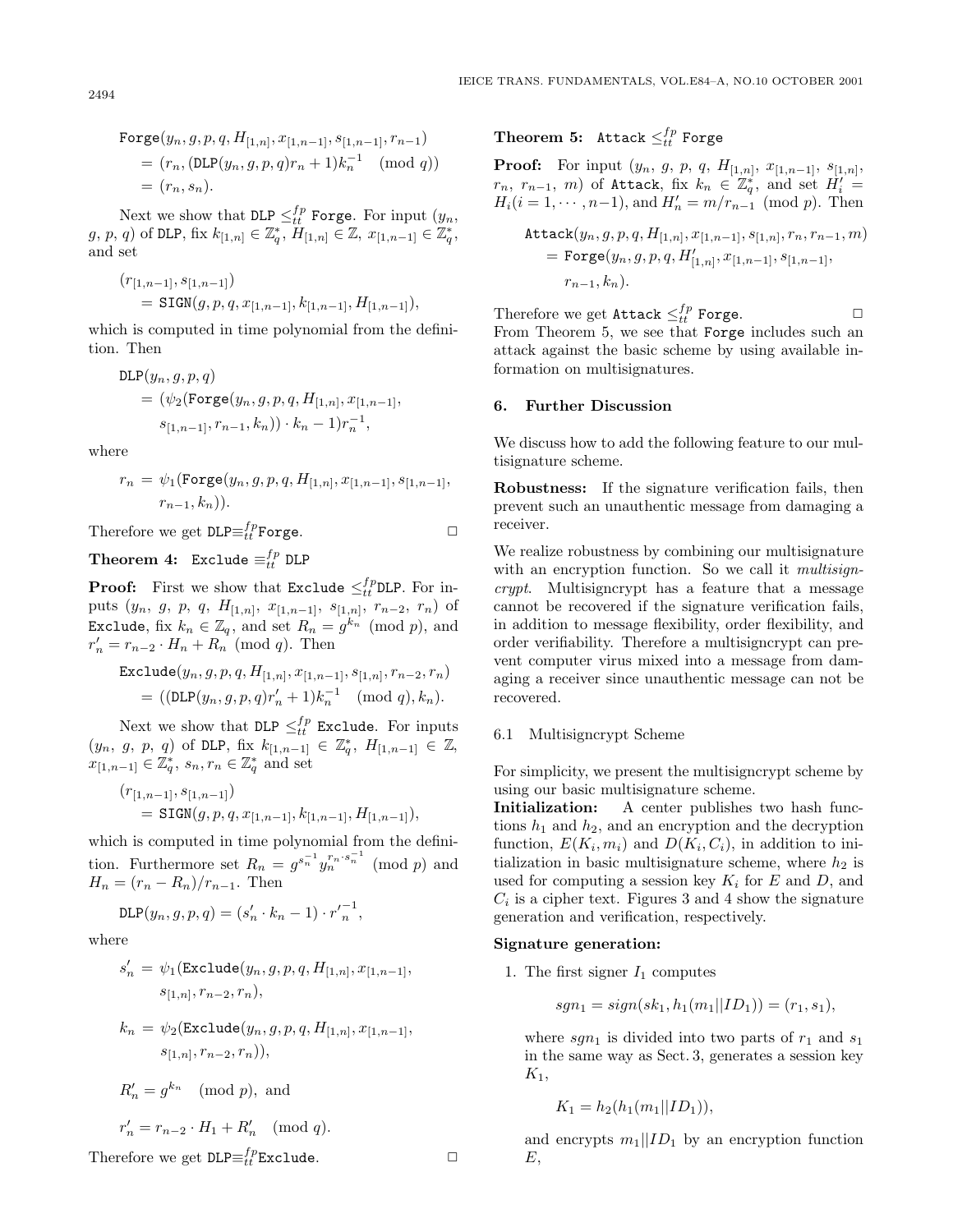$$\begin{aligned}&\texttt{Forge}(y_n, g, p, q, H_{[1,n]}, x_{[1,n-1]}, s_{[1,n-1]}, r_{n-1})\\&= (r_n, (\texttt{DLP}(y_n, g, p, q) r_n + 1) k_n^{-1} \pmod q)\\&= (r_n, s_n).\end{aligned}$$

Next we show that $\texttt{DLP} \le_{tt}^{fp} \texttt{Forge}$. For input $(y_n, g, p, q)$ of DLP, fix $k_{[1,n]} \in \mathbb{Z}_q^*$, $H_{[1,n]} \in \mathbb{Z}$, $x_{[1,n-1]} \in \mathbb{Z}_q^*$, and set

$$\begin{aligned}&(r_{[1,n-1]}, s_{[1,n-1]})\\&= \texttt{SIGN}(g, p, q, x_{[1,n-1]}, k_{[1,n-1]}, H_{[1,n-1]}),\end{aligned}$$

which is computed in time polynomial from the definition. Then

$$\begin{aligned}&\texttt{DLP}(y_n, g, p, q)\\&= (\psi_2(\texttt{Forge}(y_n, g, p, q, H_{[1,n]}, x_{[1,n-1]},\\&\quad s_{[1,n-1]}, r_{n-1}, k_n)) \cdot k_n - 1) r_n^{-1},\end{aligned}$$

where

$$\begin{aligned}r_n &= \psi_1(\texttt{Forge}(y_n, g, p, q, H_{[1,n]}, x_{[1,n-1]}, s_{[1,n-1]},\\&\quad r_{n-1}, k_n)).\end{aligned}$$

Therefore we get $\texttt{DLP} \equiv_{tt}^{fp} \texttt{Forge}$. □

**Theorem 4:** $\texttt{Exclude} \equiv_{tt}^{fp} \texttt{DLP}$

**Proof:** First we show that $\texttt{Exclude} \le_{tt}^{fp} \texttt{DLP}$. For inputs $(y_n, g, p, q, H_{[1,n]}, x_{[1,n-1]}, s_{[1,n]}, r_{n-2}, r_n)$ of Exclude, fix $k_n \in \mathbb{Z}_q$, and set $R_n = g^{k_n} \pmod p$, and $r'_n = r_{n-2} \cdot H_n + R_n \pmod q$. Then

$$\begin{aligned}&\texttt{Exclude}(y_n, g, p, q, H_{[1,n]}, x_{[1,n-1]}, s_{[1,n]}, r_{n-2}, r_n)\\&= ((\texttt{DLP}(y_n, g, p, q) r'_n + 1) k_n^{-1} \pmod q, k_n).\end{aligned}$$

Next we show that $\texttt{DLP} \le_{tt}^{fp} \texttt{Exclude}$. For inputs $(y_n, g, p, q)$ of DLP, fix $k_{[1,n-1]} \in \mathbb{Z}_q^*$, $H_{[1,n-1]} \in \mathbb{Z}$, $x_{[1,n-1]} \in \mathbb{Z}_q^*$, $s_n, r_n \in \mathbb{Z}_q^*$ and set

$$\begin{aligned}&(r_{[1,n-1]}, s_{[1,n-1]})\\&= \texttt{SIGN}(g, p, q, x_{[1,n-1]}, k_{[1,n-1]}, H_{[1,n-1]}),\end{aligned}$$

which is computed in time polynomial from the definition. Furthermore set $R_n = g^{s_n^{-1}} y_n^{r_n \cdot s_n^{-1}} \pmod p$ and $H_n = (r_n - R_n)/r_{n-1}$. Then

$$\texttt{DLP}(y_n, g, p, q) = (s'_n \cdot k_n - 1) \cdot {r'}_n^{-1},$$

where

$$\begin{aligned}s'_n &= \psi_1(\texttt{Exclude}(y_n, g, p, q, H_{[1,n]}, x_{[1,n-1]},\\&\quad s_{[1,n]}, r_{n-2}, r_n),\\k_n &= \psi_2(\texttt{Exclude}(y_n, g, p, q, H_{[1,n]}, x_{[1,n-1]},\\&\quad s_{[1,n]}, r_{n-2}, r_n)),\\R'_n &= g^{k_n} \pmod p, \text{ and}\\r'_n &= r_{n-2} \cdot H_1 + R'_n \pmod q.\end{aligned}$$

Therefore we get $\texttt{DLP} \equiv_{tt}^{fp} \texttt{Exclude}$. □

**Theorem 5:** $\texttt{Attack} \le_{tt}^{fp} \texttt{Forge}$

**Proof:** For input $(y_n, g, p, q, H_{[1,n]}, x_{[1,n-1]}, s_{[1,n]}, r_n, r_{n-1}, m)$ of Attack, fix $k_n \in \mathbb{Z}_q^*$, and set $H'_i = H_i (i = 1, \cdots, n-1)$, and $H'_n = m/r_{n-1} \pmod p$. Then

$$\begin{aligned}&\texttt{Attack}(y_n, g, p, q, H_{[1,n]}, x_{[1,n-1]}, s_{[1,n]}, r_n, r_{n-1}, m)\\&= \texttt{Forge}(y_n, g, p, q, H'_{[1,n]}, x_{[1,n-1]}, s_{[1,n-1]},\\&\quad r_{n-1}, k_n).\end{aligned}$$

Therefore we get $\texttt{Attack} \le_{tt}^{fp} \texttt{Forge}$. □

From Theorem 5, we see that Forge includes such an attack against the basic scheme by using available information on multisignatures.

## 6. Further Discussion

We discuss how to add the following feature to our multisignature scheme.

**Robustness:** If the signature verification fails, then prevent such an unauthentic message from damaging a receiver.

We realize robustness by combining our multisignature with an encryption function. So we call it *multisigncrypt*. Multisigncrypt has a feature that a message cannot be recovered if the signature verification fails, in addition to message flexibility, order flexibility, and order verifiability. Therefore a multisigncrypt can prevent computer virus mixed into a message from damaging a receiver since unauthentic message can not be recovered.

### 6.1 Multisigncrypt Scheme

For simplicity, we present the multisigncrypt scheme by using our basic multisignature scheme.

**Initialization:** A center publishes two hash functions $h_1$ and $h_2$, and an encryption and the decryption function, $E(K_i, m_i)$ and $D(K_i, C_i)$, in addition to initialization in basic multisignature scheme, where $h_2$ is used for computing a session key $K_i$ for $E$ and $D$, and $C_i$ is a cipher text. Figures 3 and 4 show the signature generation and verification, respectively.

**Signature generation:**

1. The first signer $I_1$ computes

$$sgn_1 = sign(sk_1, h_1(m_1||ID_1)) = (r_1, s_1),$$

where $sgn_1$ is divided into two parts of $r_1$ and $s_1$ in the same way as Sect. 3, generates a session key $K_1$,

$$K_1 = h_2(h_1(m_1||ID_1)),$$

and encrypts $m_1||ID_1$ by an encryption function $E$,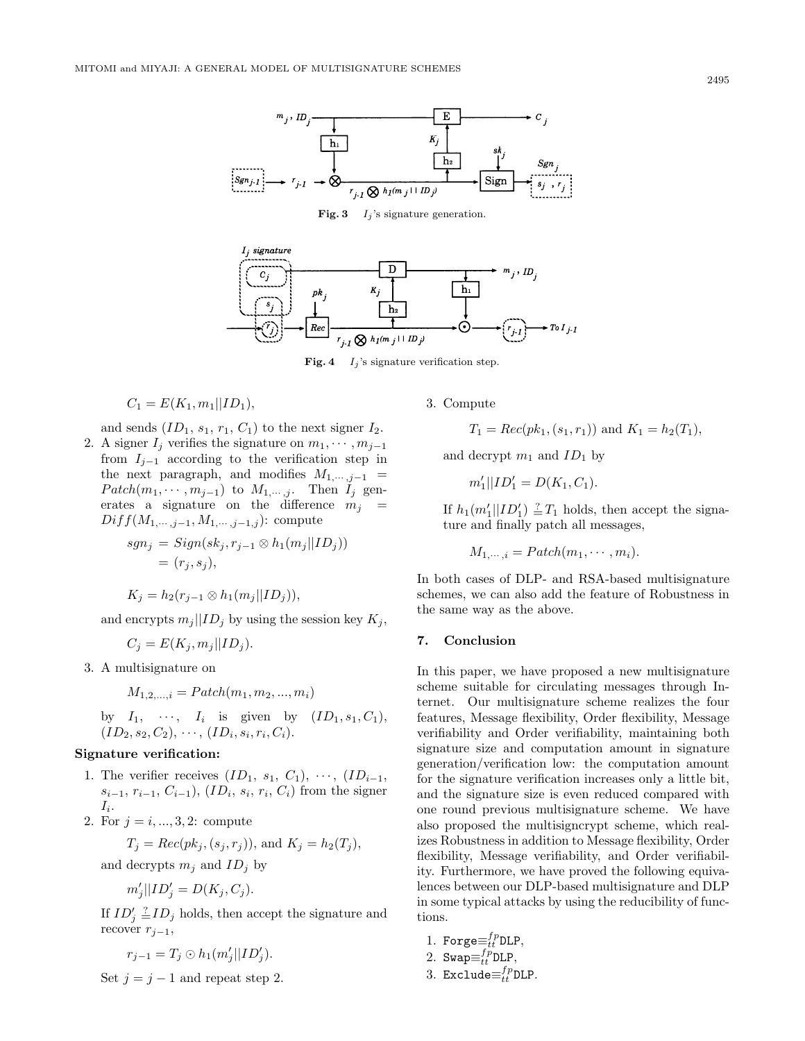**Fig. 3** $I_j$'s signature generation.

**Fig. 4** $I_j$'s signature verification step.

$$C_1 = E(K_1, m_1||ID_1),$$

and sends ($ID_1$, $s_1$, $r_1$, $C_1$) to the next signer $I_2$.

2. A signer $I_j$ verifies the signature on $m_1, \cdots, m_{j-1}$ from $I_{j-1}$ according to the verification step in the next paragraph, and modifies $M_{1,\cdots,j-1} = Patch(m_1, \cdots, m_{j-1})$ to $M_{1,\cdots,j}$. Then $I_j$ generates a signature on the difference $m_j = Diff(M_{1,\cdots,j-1}, M_{1,\cdots,j-1,j})$: compute

$$sgn_j = Sign(sk_j, r_{j-1} \otimes h_1(m_j||ID_j)) = (r_j, s_j),$$

$$K_j = h_2(r_{j-1} \otimes h_1(m_j||ID_j)),$$

and encrypts $m_j||ID_j$ by using the session key $K_j$,

$$C_j = E(K_j, m_j||ID_j).$$

3. A multisignature on

$$M_{1,2,...,i} = Patch(m_1, m_2, ..., m_i)$$

by $I_1$, $\cdots$, $I_i$ is given by ($ID_1$, $s_1$, $C_1$), ($ID_2$, $s_2$, $C_2$), $\cdots$, ($ID_i$, $s_i$, $r_i$, $C_i$).

**Signature verification:**

1. The verifier receives ($ID_1$, $s_1$, $C_1$), $\cdots$, ($ID_{i-1}$, $s_{i-1}$, $r_{i-1}$, $C_{i-1}$), ($ID_i$, $s_i$, $r_i$, $C_i$) from the signer $I_i$.
2. For $j = i, ..., 3, 2$: compute

$$T_j = Rec(pk_j, (s_j, r_j)), \text{ and } K_j = h_2(T_j),$$

and decrypts $m_j$ and $ID_j$ by

$$m'_j||ID'_j = D(K_j, C_j).$$

If $ID'_j \stackrel{?}{=} ID_j$ holds, then accept the signature and recover $r_{j-1}$,

$$r_{j-1} = T_j \odot h_1(m'_j||ID'_j).$$

Set $j = j - 1$ and repeat step 2.

3. Compute

$$T_1 = Rec(pk_1, (s_1, r_1)) \text{ and } K_1 = h_2(T_1),$$

and decrypt $m_1$ and $ID_1$ by

$$m'_1||ID'_1 = D(K_1, C_1).$$

If $h_1(m'_1||ID'_1) \stackrel{?}{=} T_1$ holds, then accept the signature and finally patch all messages,

$$M_{1,\cdots,i} = Patch(m_1, \cdots, m_i).$$

In both cases of DLP- and RSA-based multisignature schemes, we can also add the feature of Robustness in the same way as the above.

## 7. Conclusion

In this paper, we have proposed a new multisignature scheme suitable for circulating messages through Internet. Our multisignature scheme realizes the four features, Message flexibility, Order flexibility, Message verifiability and Order verifiability, maintaining both signature size and computation amount in signature generation/verification low: the computation amount for the signature verification increases only a little bit, and the signature size is even reduced compared with one round previous multisignature scheme. We have also proposed the multisigncrypt scheme, which realizes Robustness in addition to Message flexibility, Order flexibility, Message verifiability, and Order verifiability. Furthermore, we have proved the following equivalences between our DLP-based multisignature and DLP in some typical attacks by using the reducibility of functions.

1. $\texttt{Forge} \equiv_{tt}^{fp} \texttt{DLP}$,
2. $\texttt{Swap} \equiv_{tt}^{fp} \texttt{DLP}$,
3. $\texttt{Exclude} \equiv_{tt}^{fp} \texttt{DLP}$.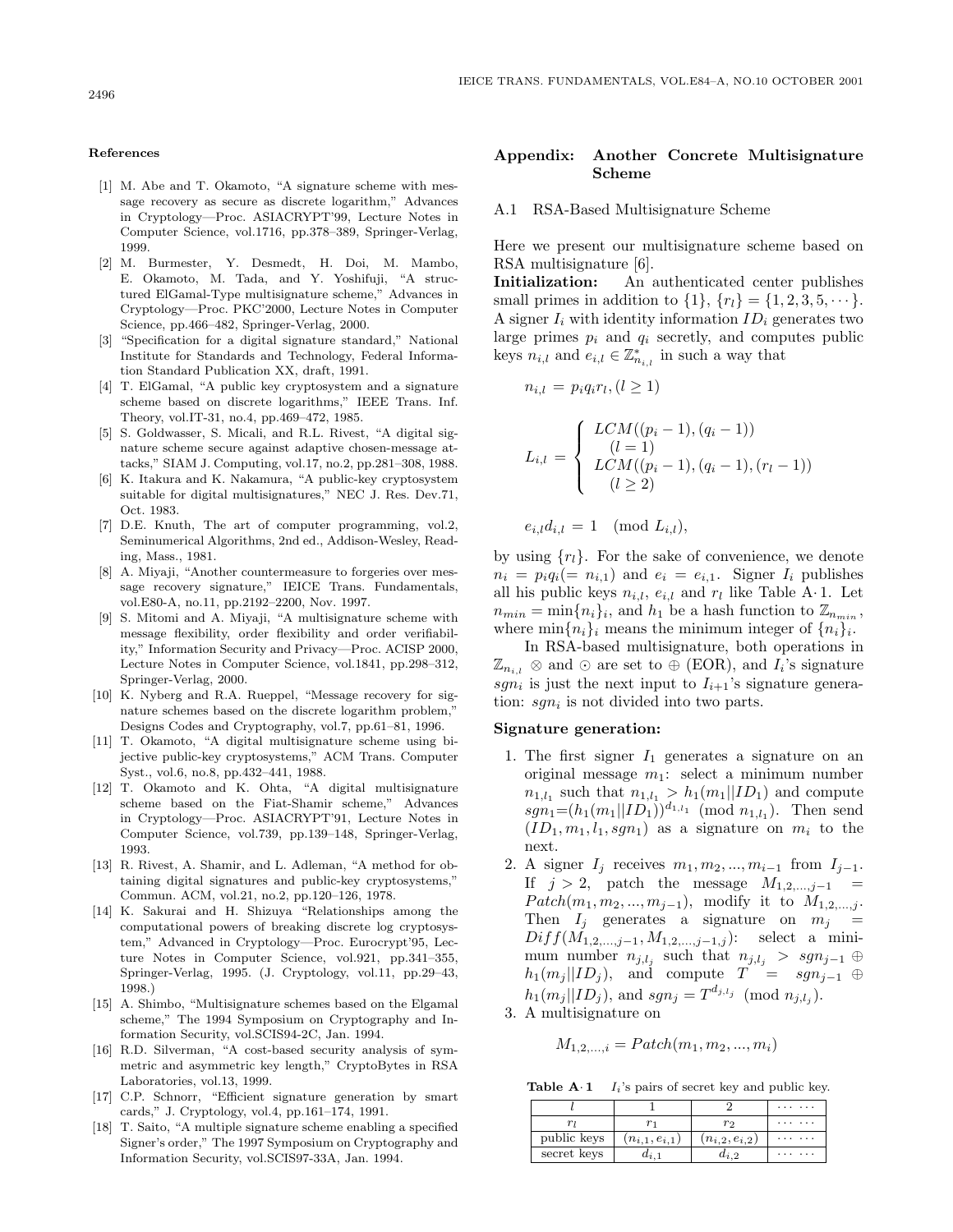## References

1. M. Abe and T. Okamoto, "A signature scheme with message recovery as secure as discrete logarithm," Advances in Cryptology—Proc. ASIACRYPT'99, Lecture Notes in Computer Science, vol.1716, pp.378–389, Springer-Verlag, 1999.
2. M. Burmester, Y. Desmedt, H. Doi, M. Mambo, E. Okamoto, M. Tada, and Y. Yoshifuji, "A structured ElGamal-Type multisignature scheme," Advances in Cryptology—Proc. PKC'2000, Lecture Notes in Computer Science, pp.466–482, Springer-Verlag, 2000.
3. "Specification for a digital signature standard," National Institute for Standards and Technology, Federal Information Standard Publication XX, draft, 1991.
4. T. ElGamal, "A public key cryptosystem and a signature scheme based on discrete logarithms," IEEE Trans. Inf. Theory, vol.IT-31, no.4, pp.469–472, 1985.
5. S. Goldwasser, S. Micali, and R.L. Rivest, "A digital signature scheme secure against adaptive chosen-message attacks," SIAM J. Computing, vol.17, no.2, pp.281–308, 1988.
6. K. Itakura and K. Nakamura, "A public-key cryptosystem suitable for digital multisignatures," NEC J. Res. Dev.71, Oct. 1983.
7. D.E. Knuth, The art of computer programming, vol.2, Seminumerical Algorithms, 2nd ed., Addison-Wesley, Reading, Mass., 1981.
8. A. Miyaji, "Another countermeasure to forgeries over message recovery signature," IEICE Trans. Fundamentals, vol.E80-A, no.11, pp.2192–2200, Nov. 1997.
9. S. Mitomi and A. Miyaji, "A multisignature scheme with message flexibility, order flexibility and order verifiability," Information Security and Privacy—Proc. ACISP 2000, Lecture Notes in Computer Science, vol.1841, pp.298–312, Springer-Verlag, 2000.
10. K. Nyberg and R.A. Rueppel, "Message recovery for signature schemes based on the discrete logarithm problem," Designs Codes and Cryptography, vol.7, pp.61–81, 1996.
11. T. Okamoto, "A digital multisignature scheme using bijective public-key cryptosystems," ACM Trans. Computer Syst., vol.6, no.8, pp.432–441, 1988.
12. T. Okamoto and K. Ohta, "A digital multisignature scheme based on the Fiat-Shamir scheme," Advances in Cryptology—Proc. ASIACRYPT'91, Lecture Notes in Computer Science, vol.739, pp.139–148, Springer-Verlag, 1993.
13. R. Rivest, A. Shamir, and L. Adleman, "A method for obtaining digital signatures and public-key cryptosystems," Commun. ACM, vol.21, no.2, pp.120–126, 1978.
14. K. Sakurai and H. Shizuya "Relationships among the computational powers of breaking discrete log cryptosystem," Advanced in Cryptology—Proc. Eurocrypt'95, Lecture Notes in Computer Science, vol.921, pp.341–355, Springer-Verlag, 1995. (J. Cryptology, vol.11, pp.29–43, 1998.)
15. A. Shimbo, "Multisignature schemes based on the Elgamal scheme," The 1994 Symposium on Cryptography and Information Security, vol.SCIS94-2C, Jan. 1994.
16. R.D. Silverman, "A cost-based security analysis of symmetric and asymmetric key length," CryptoBytes in RSA Laboratories, vol.13, 1999.
17. C.P. Schnorr, "Efficient signature generation by smart cards," J. Cryptology, vol.4, pp.161–174, 1991.
18. T. Saito, "A multiple signature scheme enabling a specified Signer's order," The 1997 Symposium on Cryptography and Information Security, vol.SCIS97-33A, Jan. 1994.

## Appendix: Another Concrete Multisignature Scheme

### A.1 RSA-Based Multisignature Scheme

Here we present our multisignature scheme based on RSA multisignature [6].

**Initialization:** An authenticated center publishes small primes in addition to $\{1\}$, $\{r_l\} = \{1, 2, 3, 5, \cdots\}$. A signer $I_i$ with identity information $ID_i$ generates two large primes $p_i$ and $q_i$ secretly, and computes public keys $n_{i,l}$ and $e_{i,l} \in \mathbb{Z}^*_{n_{i,l}}$ in such a way that

$$n_{i,l} = p_i q_i r_l, (l \geq 1)$$

$$L_{i,l} = \begin{cases} LCM((p_i-1),(q_i-1)) \\ \quad (l=1) \\ LCM((p_i-1),(q_i-1),(r_l-1)) \\ \quad (l \geq 2) \end{cases}$$

$$e_{i,l} d_{i,l} = 1 \pmod{L_{i,l}},$$

by using $\{r_l\}$. For the sake of convenience, we denote $n_i = p_i q_i (= n_{i,1})$ and $e_i = e_{i,1}$. Signer $I_i$ publishes all his public keys $n_{i,l}$, $e_{i,l}$ and $r_l$ like Table A·1. Let $n_{min} = \min\{n_i\}_i$, and $h_1$ be a hash function to $\mathbb{Z}_{n_{min}}$, where $\min\{n_i\}_i$ means the minimum integer of $\{n_i\}_i$.

In RSA-based multisignature, both operations in $\mathbb{Z}_{n_{i,l}}$ $\otimes$ and $\odot$ are set to $\oplus$ (EOR), and $I_i$'s signature $sgn_i$ is just the next input to $I_{i+1}$'s signature generation: $sgn_i$ is not divided into two parts.

**Signature generation:**

1. The first signer $I_1$ generates a signature on an original message $m_1$: select a minimum number $n_{1,l_1}$ such that $n_{1,l_1} > h_1(m_1||ID_1)$ and compute $sgn_1 = (h_1(m_1||ID_1))^{d_{1,l_1}} \pmod{n_{1,l_1}}$. Then send $(ID_1, m_1, l_1, sgn_1)$ as a signature on $m_i$ to the next.
2. A signer $I_j$ receives $m_1, m_2, ..., m_{i-1}$ from $I_{j-1}$. If $j > 2$, patch the message $M_{1,2,...,j-1} = Patch(m_1, m_2, ..., m_{j-1})$, modify it to $M_{1,2,...,j}$. Then $I_j$ generates a signature on $m_j = Diff(M_{1,2,...,j-1}, M_{1,2,...,j-1,j})$: select a minimum number $n_{j,l_j}$ such that $n_{j,l_j} > sgn_{j-1} \oplus h_1(m_j||ID_j)$, and compute $T = sgn_{j-1} \oplus h_1(m_j||ID_j)$, and $sgn_j = T^{d_{j,l_j}} \pmod{n_{j,l_j}}$.
3. A multisignature on

$$M_{1,2,...,i} = Patch(m_1, m_2, ..., m_i)$$

**Table A·1** $I_i$'s pairs of secret key and public key.

| $l$ | 1 | 2 | $\cdots\cdots$ |
|---|---|---|---|
| $r_l$ | $r_1$ | $r_2$ | $\cdots\cdots$ |
| public keys | $(n_{i,1}, e_{i,1})$ | $(n_{i,2}, e_{i,2})$ | $\cdots\cdots$ |
| secret keys | $d_{i,1}$ | $d_{i,2}$ | $\cdots\cdots$ |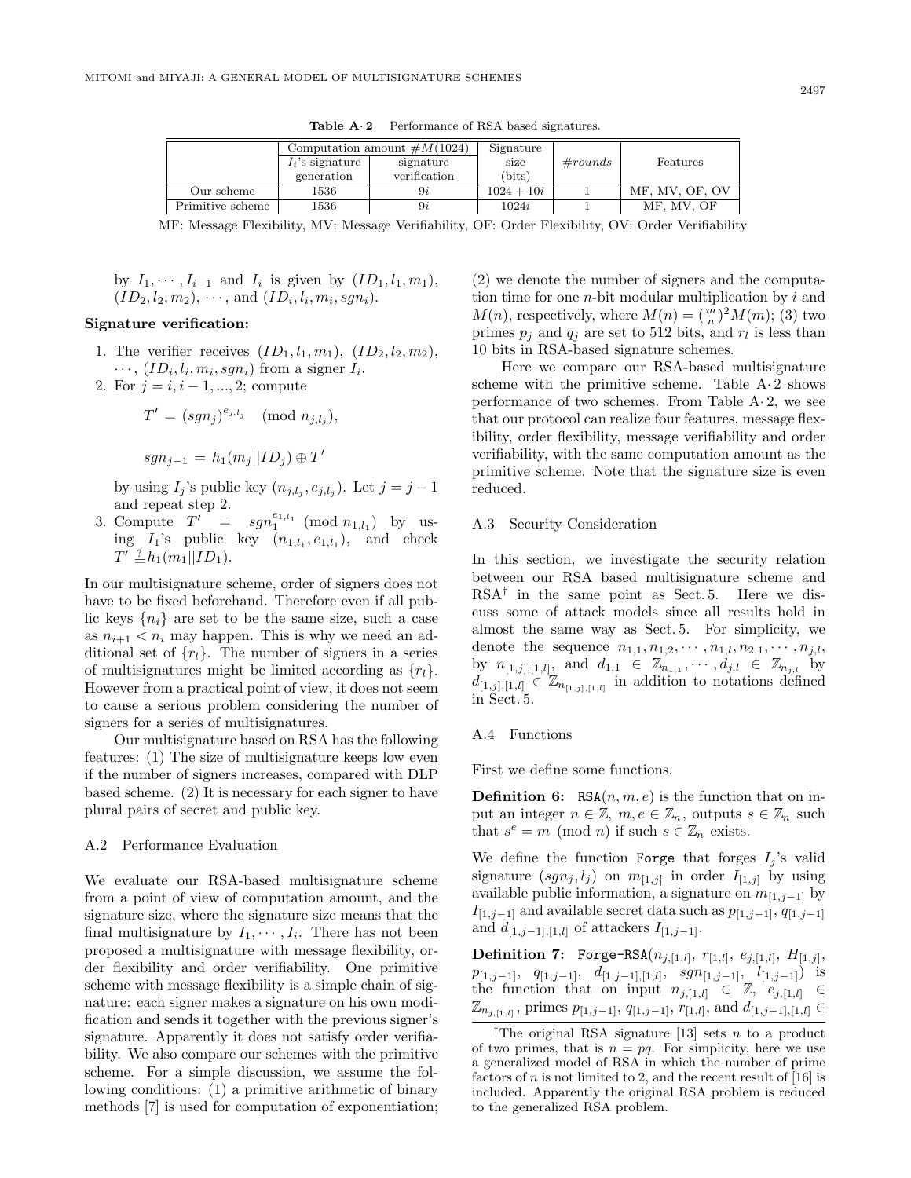**Table A·2** Performance of RSA based signatures.

| | Computation amount $\#M(1024)$ | | Signature size (bits) | $\#rounds$ | Features |
|---|---|---|---|---|---|
| | $I_i$'s signature generation | signature verification | | | |
| Our scheme | 1536 | $9i$ | $1024 + 10i$ | 1 | MF, MV, OF, OV |
| Primitive scheme | 1536 | $9i$ | $1024i$ | 1 | MF, MV, OF |

MF: Message Flexibility, MV: Message Verifiability, OF: Order Flexibility, OV: Order Verifiability

by $I_1, \cdots, I_{i-1}$ and $I_i$ is given by $(ID_1, l_1, m_1)$, $(ID_2, l_2, m_2)$, $\cdots$, and $(ID_i, l_i, m_i, sgn_i)$.

**Signature verification:**

1. The verifier receives $(ID_1, l_1, m_1)$, $(ID_2, l_2, m_2)$, $\cdots$, $(ID_i, l_i, m_i, sgn_i)$ from a signer $I_i$.
2. For $j = i, i-1, ..., 2$; compute

$$T' = (sgn_j)^{e_{j,l_j}} \pmod{n_{j,l_j}},$$

$$sgn_{j-1} = h_1(m_j||ID_j) \oplus T'$$

by using $I_j$'s public key $(n_{j,l_j}, e_{j,l_j})$. Let $j = j-1$ and repeat step 2.

3. Compute $T' = sgn_1^{e_{1,l_1}} \pmod{n_{1,l_1}}$ by using $I_1$'s public key $(n_{1,l_1}, e_{1,l_1})$, and check $T' \stackrel{?}{=} h_1(m_1||ID_1)$.

In our multisignature scheme, order of signers does not have to be fixed beforehand. Therefore even if all public keys $\{n_i\}$ are set to be the same size, such a case as $n_{i+1} < n_i$ may happen. This is why we need an additional set of $\{r_l\}$. The number of signers in a series of multisignatures might be limited according as $\{r_l\}$. However from a practical point of view, it does not seem to cause a serious problem considering the number of signers for a series of multisignatures.

Our multisignature based on RSA has the following features: (1) The size of multisignature keeps low even if the number of signers increases, compared with DLP based scheme. (2) It is necessary for each signer to have plural pairs of secret and public key.

## A.2 Performance Evaluation

We evaluate our RSA-based multisignature scheme from a point of view of computation amount, and the signature size, where the signature size means that the final multisignature by $I_1, \cdots, I_i$. There has not been proposed a multisignature with message flexibility, order flexibility and order verifiability. One primitive scheme with message flexibility is a simple chain of signature: each signer makes a signature on his own modification and sends it together with the previous signer's signature. Apparently it does not satisfy order verifiability. We also compare our schemes with the primitive scheme. For a simple discussion, we assume the following conditions: (1) a primitive arithmetic of binary methods [7] is used for computation of exponentiation; (2) we denote the number of signers and the computation time for one $n$-bit modular multiplication by $i$ and $M(n)$, respectively, where $M(n) = (\frac{m}{n})^2 M(m)$; (3) two primes $p_j$ and $q_j$ are set to 512 bits, and $r_l$ is less than 10 bits in RSA-based signature schemes.

Here we compare our RSA-based multisignature scheme with the primitive scheme. Table A·2 shows performance of two schemes. From Table A·2, we see that our protocol can realize four features, message flexibility, order flexibility, message verifiability and order verifiability, with the same computation amount as the primitive scheme. Note that the signature size is even reduced.

## A.3 Security Consideration

In this section, we investigate the security relation between our RSA based multisignature scheme and RSA[†] in the same point as Sect. 5. Here we discuss some of attack models since all results hold in almost the same way as Sect. 5. For simplicity, we denote the sequence $n_{1,1}, n_{1,2}, \cdots, n_{1,l}, n_{2,1}, \cdots, n_{j,l}$, by $n_{[1,j],[1,l]}$, and $d_{1,1} \in \mathbb{Z}_{n_{1,1}}, \cdots, d_{j,l} \in \mathbb{Z}_{n_{j,l}}$ by $d_{[1,j],[1,l]} \in \mathbb{Z}_{n_{[1,j],[1,l]}}$ in addition to notations defined in Sect. 5.

## A.4 Functions

First we define some functions.

**Definition 6:** $\texttt{RSA}(n, m, e)$ is the function that on input an integer $n \in \mathbb{Z}$, $m, e \in \mathbb{Z}_n$, outputs $s \in \mathbb{Z}_n$ such that $s^e = m \pmod{n}$ if such $s \in \mathbb{Z}_n$ exists.

We define the function Forge that forges $I_j$'s valid signature $(sgn_j, l_j)$ on $m_{[1,j]}$ in order $I_{[1,j]}$ by using available public information, a signature on $m_{[1,j-1]}$ by $I_{[1,j-1]}$ and available secret data such as $p_{[1,j-1]}, q_{[1,j-1]}$ and $d_{[1,j-1],[1,l]}$ of attackers $I_{[1,j-1]}$.

**Definition 7:** $\texttt{Forge-RSA}(n_{j,[1,l]}, r_{[1,l]}, e_{j,[1,l]}, H_{[1,j]}, p_{[1,j-1]}, q_{[1,j-1]}, d_{[1,j-1],[1,l]}, sgn_{[1,j-1]}, l_{[1,j-1]})$ is the function that on input $n_{j,[1,l]} \in \mathbb{Z}$, $e_{j,[1,l]} \in \mathbb{Z}_{n_{j,[1,l]}}$, primes $p_{[1,j-1]}$, $q_{[1,j-1]}$, $r_{[1,l]}$, and $d_{[1,j-1],[1,l]} \in$

[†]The original RSA signature [13] sets $n$ to a product of two primes, that is $n = pq$. For simplicity, here we use a generalized model of RSA in which the number of prime factors of $n$ is not limited to 2, and the recent result of [16] is included. Apparently the original RSA problem is reduced to the generalized RSA problem.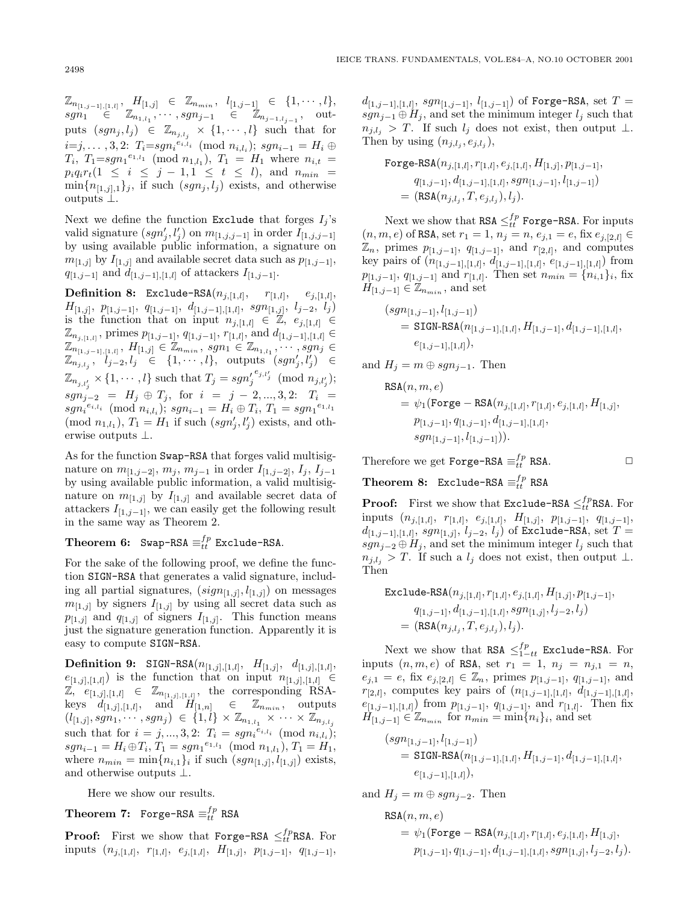$\mathbb{Z}_{n_{[1,j-1],[1,l]}}$, $H_{[1,j]} \in \mathbb{Z}_{n_{min}}$, $l_{[1,j-1]} \in \{1,\cdots,l\}$, $sgn_1 \in \mathbb{Z}_{n_{1,l_1}}, \cdots, sgn_{j-1} \in \mathbb{Z}_{n_{j-1,l_{j-1}}}$, outputs $(sgn_j, l_j) \in \mathbb{Z}_{n_{j,l_j}} \times \{1,\cdots,l\}$ such that for $i{=}j,\ldots,3,2$: $T_i{=}sgn_i^{e_{i,l_i}} \pmod{n_{i,l_i}}$; $sgn_{i-1} = H_i \oplus T_i$, $T_1{=}sgn_1^{e_{1,l_1}} \pmod{n_{1,l_1}}$, $T_1 = H_1$ where $n_{i,t} = p_i q_i r_t (1 \le i \le j-1, 1 \le t \le l)$, and $n_{min} = \min\{n_{[1,j],1}\}_j$, if such $(sgn_j, l_j)$ exists, and otherwise outputs $\perp$.

Next we define the function Exclude that forges $I_j$'s valid signature $(sgn'_j, l'_j)$ on $m_{[1,j,j-1]}$ in order $I_{[1,j,j-1]}$ by using available public information, a signature on $m_{[1,j]}$ by $I_{[1,j]}$ and available secret data such as $p_{[1,j-1]}$, $q_{[1,j-1]}$ and $d_{[1,j-1],[1,l]}$ of attackers $I_{[1,j-1]}$.

**Definition 8:** Exclude-RSA$(n_{j,[1,l]}, r_{[1,l]}, e_{j,[1,l]}, H_{[1,j]}, p_{[1,j-1]}, q_{[1,j-1]}, d_{[1,j-1],[1,l]}, sgn_{[1,j]}, l_{j-2}, l_j)$ is the function that on input $n_{j,[1,l]} \in \mathbb{Z}$, $e_{j,[1,l]} \in \mathbb{Z}_{n_{j,[1,l]}}$, primes $p_{[1,j-1]}, q_{[1,j-1]}, r_{[1,l]}$, and $d_{[1,j-1],[1,l]} \in \mathbb{Z}_{n_{[1,j-1],[1,l]}}$, $H_{[1,j]} \in \mathbb{Z}_{n_{min}}$, $sgn_1 \in \mathbb{Z}_{n_{1,l_1}}, \cdots, sgn_j \in \mathbb{Z}_{n_{j,l_j}}$, $l_{j-2}, l_j \in \{1,\cdots,l\}$, outputs $(sgn'_j, l'_j) \in \mathbb{Z}_{n_{j,l'_j}} \times \{1,\cdots,l\}$ such that $T_j = {sgn'_j}^{e_{j,l'_j}} \pmod{n_{j,l'_j}}$; $sgn_{j-2} = H_j \oplus T_j$, for $i = j-2,...,3,2$: $T_i = sgn_i^{e_{i,l_i}} \pmod{n_{i,l_i}}$; $sgn_{i-1} = H_i \oplus T_i$, $T_1 = sgn_1^{e_{1,l_1}} \pmod{n_{1,l_1}}$, $T_1 = H_1$ if such $(sgn'_j, l'_j)$ exists, and otherwise outputs $\perp$.

As for the function Swap-RSA that forges valid multisignature on $m_{[1,j-2]}$, $m_j$, $m_{j-1}$ in order $I_{[1,j-2]}$, $I_j$, $I_{j-1}$ by using available public information, a valid multisignature on $m_{[1,j]}$ by $I_{[1,j]}$ and available secret data of attackers $I_{[1,j-1]}$, we can easily get the following result in the same way as Theorem 2.

**Theorem 6:** Swap-RSA $\equiv_{tt}^{fp}$ Exclude-RSA.

For the sake of the following proof, we define the function SIGN-RSA that generates a valid signature, including all partial signatures, $(sign_{[1,j]}, l_{[1,j]})$ on messages $m_{[1,j]}$ by signers $I_{[1,j]}$ by using all secret data such as $p_{[1,j]}$ and $q_{[1,j]}$ of signers $I_{[1,j]}$. This function means just the signature generation function. Apparently it is easy to compute SIGN-RSA.

**Definition 9:** SIGN-RSA$(n_{[1,j],[1,l]}, H_{[1,j]}, d_{[1,j],[1,l]}, e_{[1,j],[1,l]})$ is the function that on input $n_{[1,j],[1,l]} \in \mathbb{Z}$, $e_{[1,j],[1,l]} \in \mathbb{Z}_{n_{[1,j],[1,l]}}$, the corresponding RSA-keys $d_{[1,j],[1,l]}$, and $H_{[1,n]} \in \mathbb{Z}_{n_{min}}$, outputs $(l_{[1,j]}, sgn_1, \cdots, sgn_j) \in \{1,l\} \times \mathbb{Z}_{n_{1,l_1}} \times \cdots \times \mathbb{Z}_{n_{j,l_j}}$ such that for $i = j,...,3,2$: $T_i = sgn_i^{e_{i,l_i}} \pmod{n_{i,l_i}}$; $sgn_{i-1} = H_i \oplus T_i$, $T_1 = sgn_1^{e_{1,l_1}} \pmod{n_{1,l_1}}$, $T_1 = H_1$, where $n_{min} = \min\{n_{i,1}\}_i$ if such $(sgn_{[1,j]}, l_{[1,j]})$ exists, and otherwise outputs $\perp$.

Here we show our results.

**Theorem 7:** Forge-RSA $\equiv_{tt}^{fp}$ RSA

**Proof:** First we show that Forge-RSA $\le_{tt}^{fp}$RSA. For inputs $(n_{j,[1,l]}, r_{[1,l]}, e_{j,[1,l]}, H_{[1,j]}, p_{[1,j-1]}, q_{[1,j-1]}, d_{[1,j-1],[1,l]}, sgn_{[1,j-1]}, l_{[1,j-1]})$ of Forge-RSA, set $T = sgn_{j-1} \oplus H_j$, and set the minimum integer $l_j$ such that $n_{j,l_j} > T$. If such $l_j$ does not exist, then output $\perp$. Then by using $(n_{j,l_j}, e_{j,l_j})$,

$$
\begin{aligned}
&\texttt{Forge-RSA}(n_{j,[1,l]}, r_{[1,l]}, e_{j,[1,l]}, H_{[1,j]}, p_{[1,j-1]},\\
&\quad q_{[1,j-1]}, d_{[1,j-1],[1,l]}, sgn_{[1,j-1]}, l_{[1,j-1]})\\
&= (\texttt{RSA}(n_{j,l_j}, T, e_{j,l_j}), l_j).
\end{aligned}
$$

Next we show that RSA $\le_{tt}^{fp}$ Forge-RSA. For inputs $(n, m, e)$ of RSA, set $r_1 = 1$, $n_j = n$, $e_{j,1} = e$, fix $e_{j,[2,l]} \in \mathbb{Z}_n$, primes $p_{[1,j-1]}$, $q_{[1,j-1]}$, and $r_{[2,l]}$, and computes key pairs of $(n_{[1,j-1],[1,l]}, d_{[1,j-1],[1,l]}, e_{[1,j-1],[1,l]})$ from $p_{[1,j-1]}$, $q_{[1,j-1]}$ and $r_{[1,l]}$. Then set $n_{min} = \{n_{i1}\}_i$, fix $H_{[1,j-1]} \in \mathbb{Z}_{n_{min}}$, and set

$$
\begin{aligned}
&(sgn_{[1,j-1]}, l_{[1,j-1]})\\
&= \texttt{SIGN-RSA}(n_{[1,j-1],[1,l]}, H_{[1,j-1]}, d_{[1,j-1],[1,l]},\\
&\quad e_{[1,j-1],[1,l]}),
\end{aligned}
$$

and $H_j = m \oplus sgn_{j-1}$. Then

$$
\begin{aligned}
&\texttt{RSA}(n, m, e)\\
&= \psi_1(\texttt{Forge}-\texttt{RSA}(n_{j,[1,l]}, r_{[1,l]}, e_{j,[1,l]}, H_{[1,j]},\\
&\quad p_{[1,j-1]}, q_{[1,j-1]}, d_{[1,j-1],[1,l]},\\
&\quad sgn_{[1,j-1]}, l_{[1,j-1]})).
\end{aligned}
$$

Therefore we get Forge-RSA $\equiv_{tt}^{fp}$ RSA. □

**Theorem 8:** Exclude-RSA $\equiv_{tt}^{fp}$ RSA

**Proof:** First we show that Exclude-RSA $\le_{tt}^{fp}$RSA. For inputs $(n_{j,[1,l]}, r_{[1,l]}, e_{j,[1,l]}, H_{[1,j]}, p_{[1,j-1]}, q_{[1,j-1]}, d_{[1,j-1],[1,l]}, sgn_{[1,j]}, l_{j-2}, l_j)$ of Exclude-RSA, set $T = sgn_{j-2} \oplus H_j$, and set the minimum integer $l_j$ such that $n_{j,l_j} > T$. If such a $l_j$ does not exist, then output $\perp$. Then

$$
\begin{aligned}
&\texttt{Exclude-RSA}(n_{j,[1,l]}, r_{[1,l]}, e_{j,[1,l]}, H_{[1,j]}, p_{[1,j-1]},\\
&\quad q_{[1,j-1]}, d_{[1,j-1],[1,l]}, sgn_{[1,j]}, l_{j-2}, l_j)\\
&= (\texttt{RSA}(n_{j,l_j}, T, e_{j,l_j}), l_j).
\end{aligned}
$$

Next we show that RSA $\le_{1-tt}^{fp}$ Exclude-RSA. For inputs $(n, m, e)$ of RSA, set $r_1 = 1$, $n_j = n_{j,1} = n$, $e_{j,1} = e$, fix $e_{j,[2,l]} \in \mathbb{Z}_n$, primes $p_{[1,j-1]}$, $q_{[1,j-1]}$, and $r_{[2,l]}$, computes key pairs of $(n_{[1,j-1],[1,l]}, d_{[1,j-1],[1,l]}, e_{[1,j-1],[1,l]})$ from $p_{[1,j-1]}$, $q_{[1,j-1]}$, and $r_{[1,l]}$. Then fix $H_{[1,j-1]} \in \mathbb{Z}_{n_{min}}$ for $n_{min} = \min\{n_i\}_i$, and set

$$
\begin{aligned}
&(sgn_{[1,j-1]}, l_{[1,j-1]})\\
&= \texttt{SIGN-RSA}(n_{[1,j-1],[1,l]}, H_{[1,j-1]}, d_{[1,j-1],[1,l]},\\
&\quad e_{[1,j-1],[1,l]}),
\end{aligned}
$$

and $H_j = m \oplus sgn_{j-2}$. Then

$$
\begin{aligned}
&\texttt{RSA}(n, m, e)\\
&= \psi_1(\texttt{Forge}-\texttt{RSA}(n_{j,[1,l]}, r_{[1,l]}, e_{j,[1,l]}, H_{[1,j]},\\
&\quad p_{[1,j-1]}, q_{[1,j-1]}, d_{[1,j-1],[1,l]}, sgn_{[1,j]}, l_{j-2}, l_j).
\end{aligned}
$$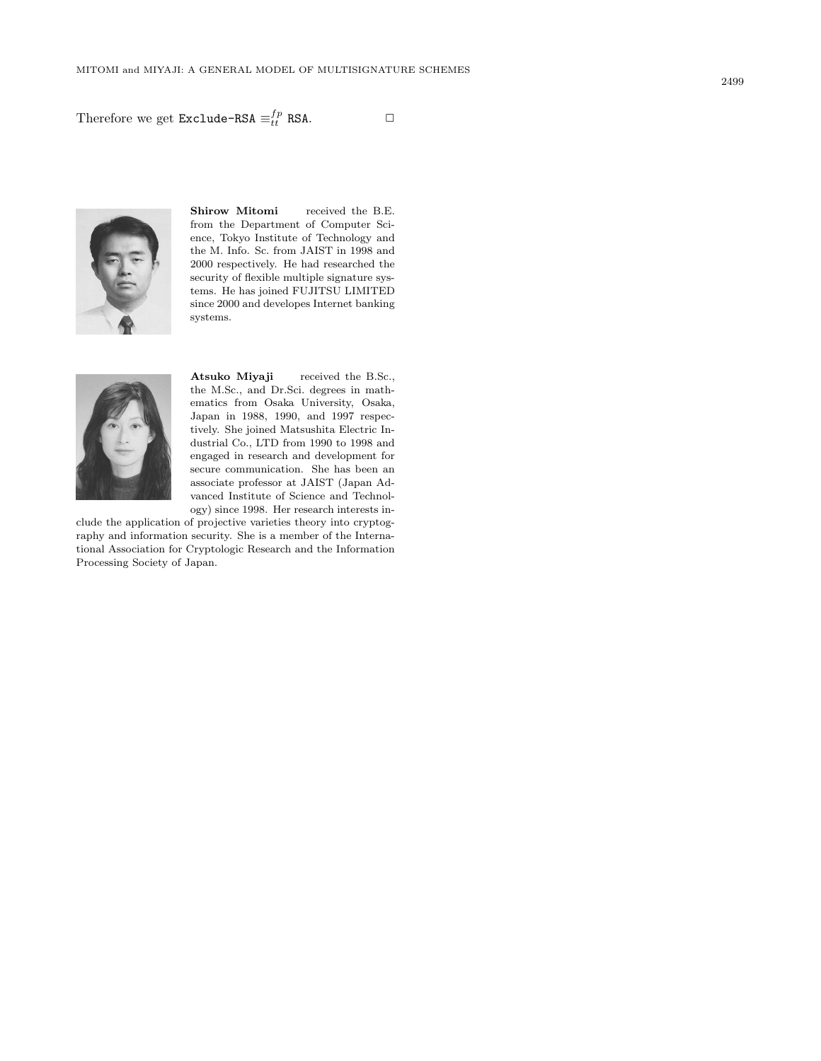Therefore we get $\texttt{Exclude-RSA} \equiv_{tt}^{fp} \texttt{RSA}$. □

**Shirow Mitomi** received the B.E. from the Department of Computer Science, Tokyo Institute of Technology and the M. Info. Sc. from JAIST in 1998 and 2000 respectively. He had researched the security of flexible multiple signature systems. He has joined FUJITSU LIMITED since 2000 and developes Internet banking systems.

**Atsuko Miyaji** received the B.Sc., the M.Sc., and Dr.Sci. degrees in mathematics from Osaka University, Osaka, Japan in 1988, 1990, and 1997 respectively. She joined Matsushita Electric Industrial Co., LTD from 1990 to 1998 and engaged in research and development for secure communication. She has been an associate professor at JAIST (Japan Advanced Institute of Science and Technology) since 1998. Her research interests include the application of projective varieties theory into cryptography and information security. She is a member of the International Association for Cryptologic Research and the Information Processing Society of Japan.